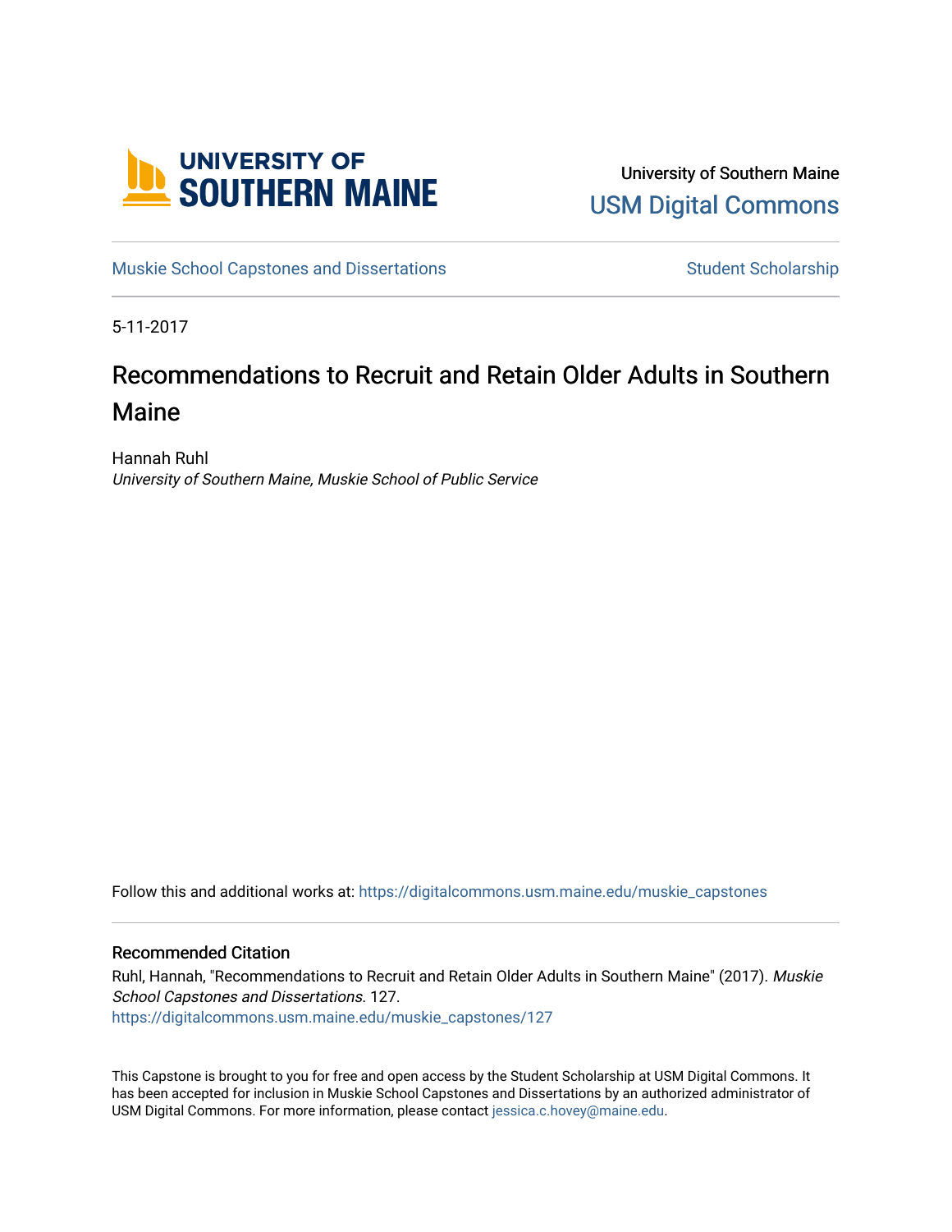University of Southern Maine

USM Digital Commons

Muskie School Capstones and Dissertations

Student Scholarship

5-11-2017

# Recommendations to Recruit and Retain Older Adults in Southern Maine

Hannah Ruhl

*University of Southern Maine, Muskie School of Public Service*

Follow this and additional works at: https://digitalcommons.usm.maine.edu/muskie_capstones

## Recommended Citation

Ruhl, Hannah, "Recommendations to Recruit and Retain Older Adults in Southern Maine" (2017). *Muskie School Capstones and Dissertations*. 127.
https://digitalcommons.usm.maine.edu/muskie_capstones/127

This Capstone is brought to you for free and open access by the Student Scholarship at USM Digital Commons. It has been accepted for inclusion in Muskie School Capstones and Dissertations by an authorized administrator of USM Digital Commons. For more information, please contact jessica.c.hovey@maine.edu.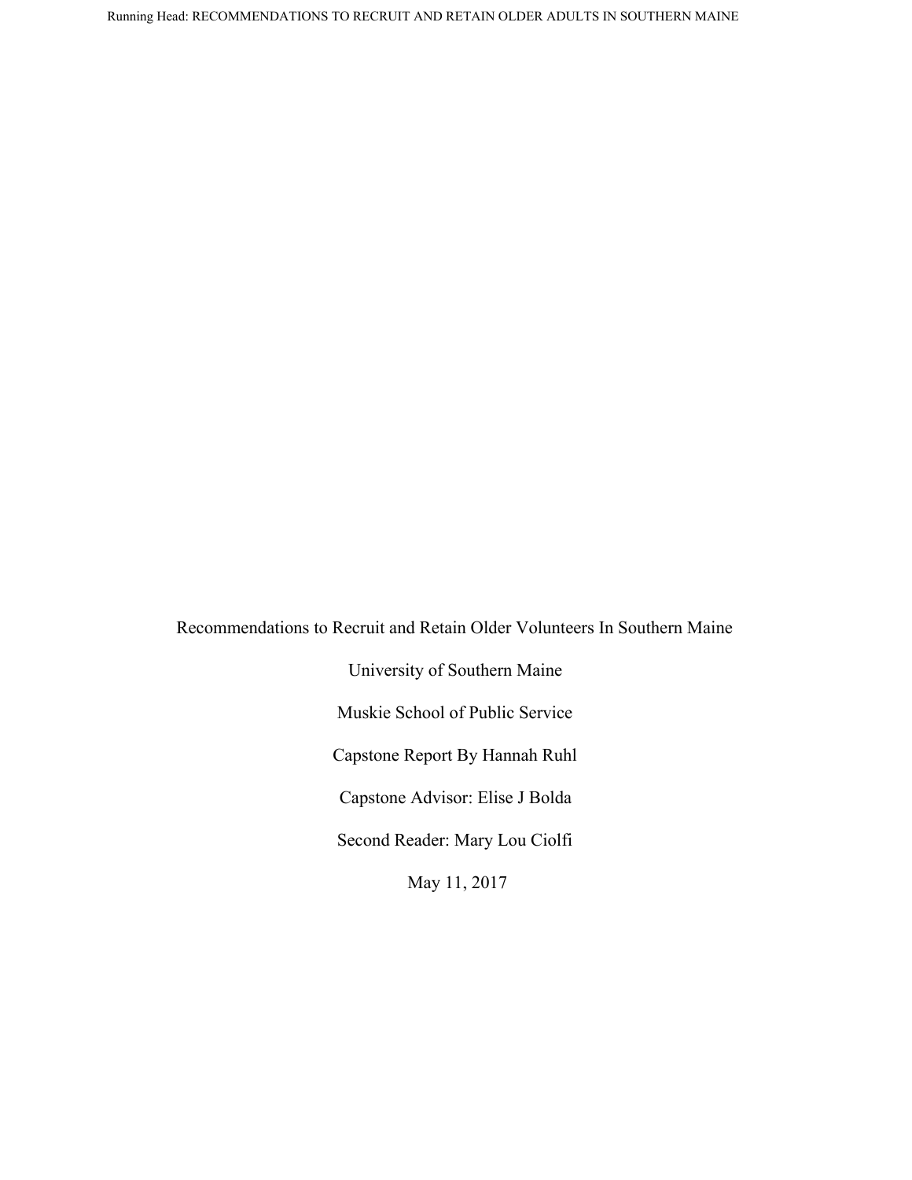Recommendations to Recruit and Retain Older Volunteers In Southern Maine

University of Southern Maine

Muskie School of Public Service

Capstone Report By Hannah Ruhl

Capstone Advisor: Elise J Bolda

Second Reader: Mary Lou Ciolfi

May 11, 2017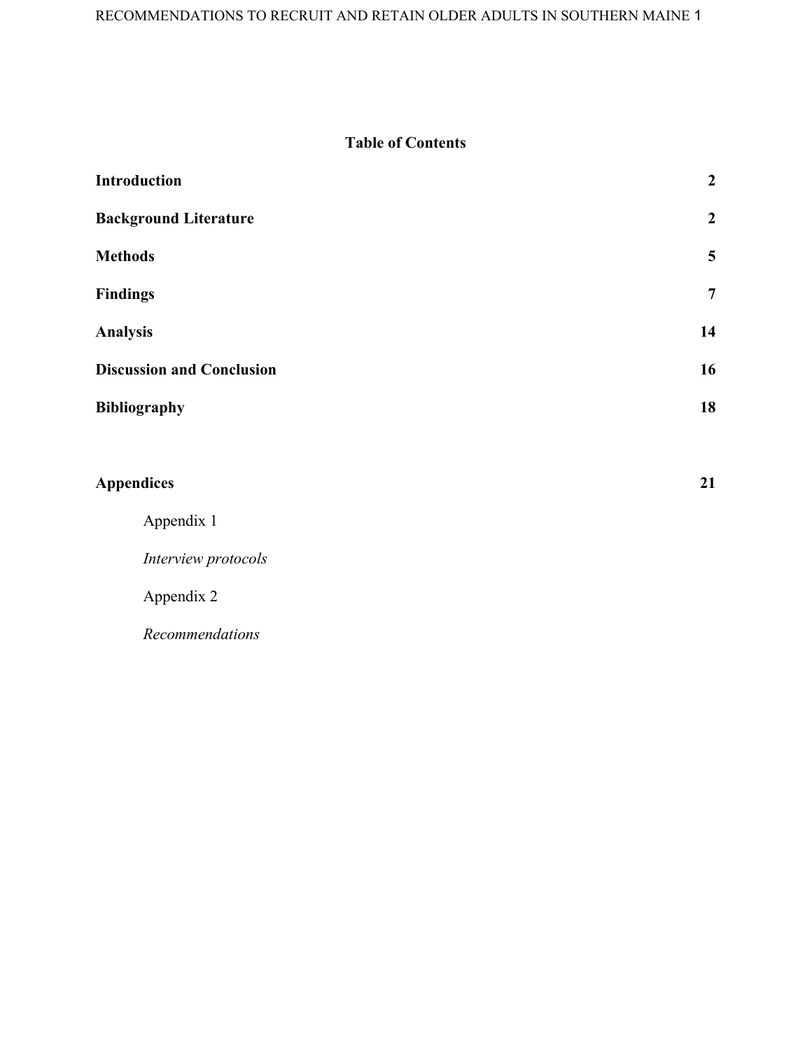## Table of Contents

| | |
|---|---|
| **Introduction** | **2** |
| **Background Literature** | **2** |
| **Methods** | **5** |
| **Findings** | **7** |
| **Analysis** | **14** |
| **Discussion and Conclusion** | **16** |
| **Bibliography** | **18** |
| **Appendices** | **21** |

Appendix 1

*Interview protocols*

Appendix 2

*Recommendations*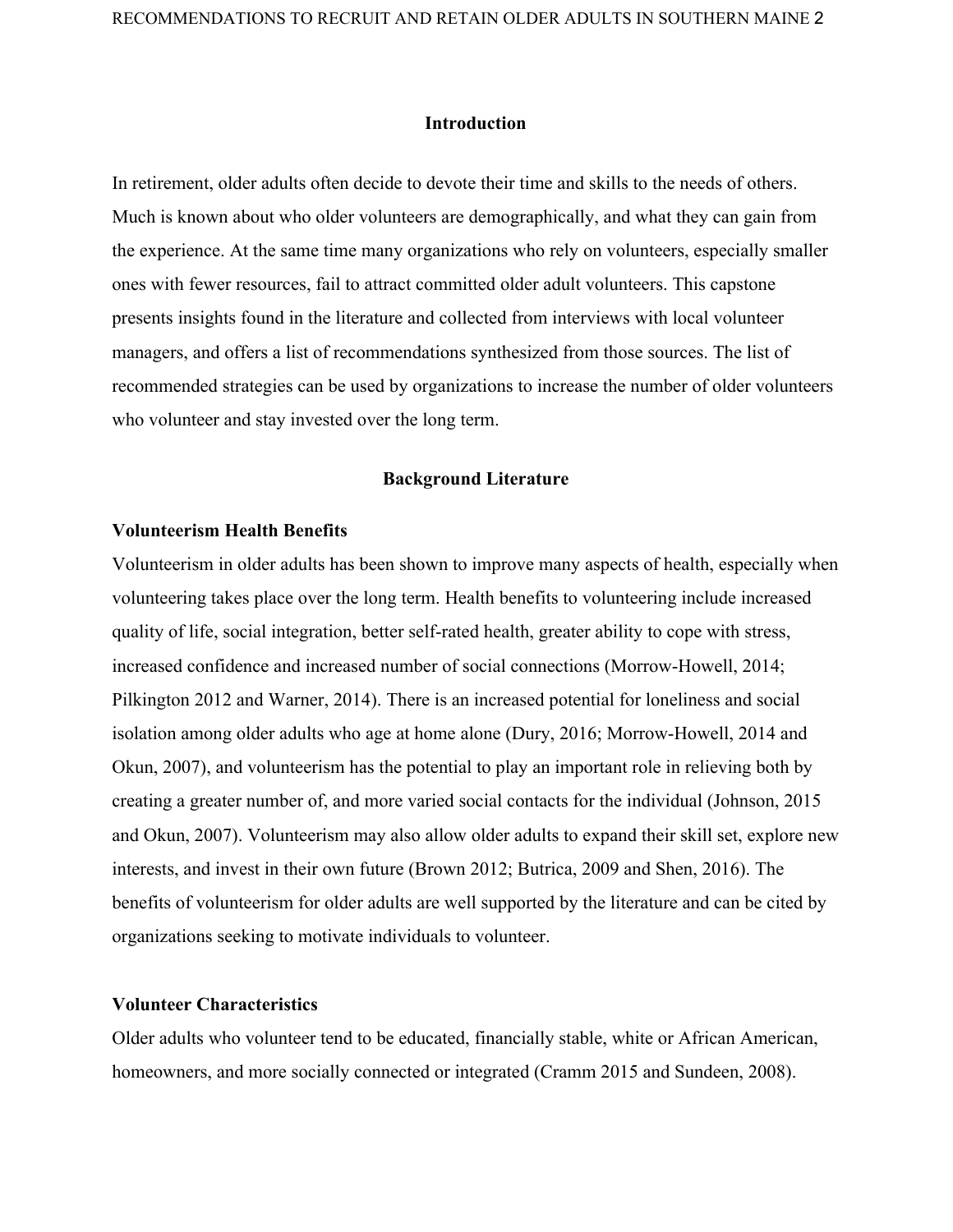## Introduction

In retirement, older adults often decide to devote their time and skills to the needs of others. Much is known about who older volunteers are demographically, and what they can gain from the experience. At the same time many organizations who rely on volunteers, especially smaller ones with fewer resources, fail to attract committed older adult volunteers. This capstone presents insights found in the literature and collected from interviews with local volunteer managers, and offers a list of recommendations synthesized from those sources. The list of recommended strategies can be used by organizations to increase the number of older volunteers who volunteer and stay invested over the long term.

## Background Literature

### Volunteerism Health Benefits

Volunteerism in older adults has been shown to improve many aspects of health, especially when volunteering takes place over the long term. Health benefits to volunteering include increased quality of life, social integration, better self-rated health, greater ability to cope with stress, increased confidence and increased number of social connections (Morrow-Howell, 2014; Pilkington 2012 and Warner, 2014). There is an increased potential for loneliness and social isolation among older adults who age at home alone (Dury, 2016; Morrow-Howell, 2014 and Okun, 2007), and volunteerism has the potential to play an important role in relieving both by creating a greater number of, and more varied social contacts for the individual (Johnson, 2015 and Okun, 2007). Volunteerism may also allow older adults to expand their skill set, explore new interests, and invest in their own future (Brown 2012; Butrica, 2009 and Shen, 2016). The benefits of volunteerism for older adults are well supported by the literature and can be cited by organizations seeking to motivate individuals to volunteer.

### Volunteer Characteristics

Older adults who volunteer tend to be educated, financially stable, white or African American, homeowners, and more socially connected or integrated (Cramm 2015 and Sundeen, 2008).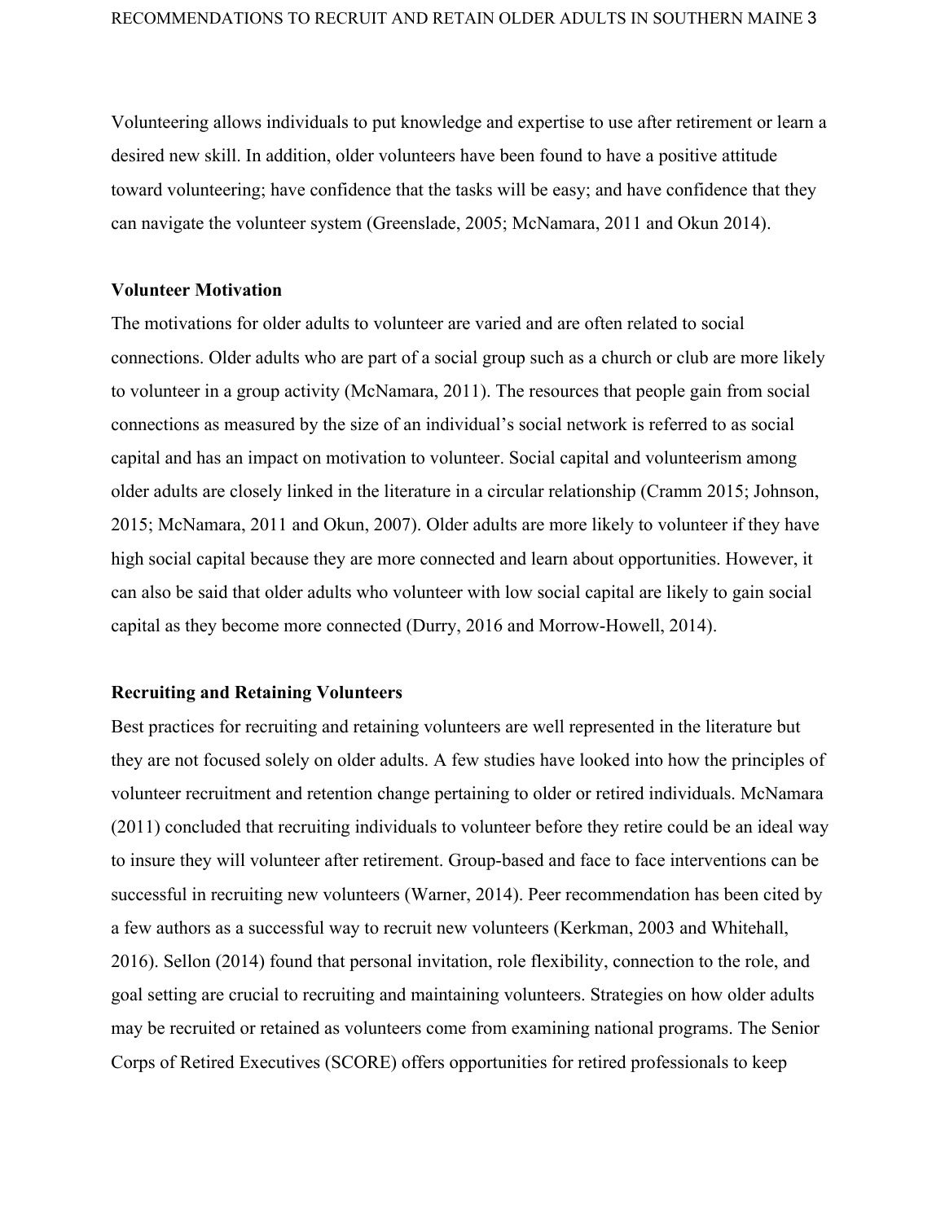Volunteering allows individuals to put knowledge and expertise to use after retirement or learn a desired new skill. In addition, older volunteers have been found to have a positive attitude toward volunteering; have confidence that the tasks will be easy; and have confidence that they can navigate the volunteer system (Greenslade, 2005; McNamara, 2011 and Okun 2014).

**Volunteer Motivation**

The motivations for older adults to volunteer are varied and are often related to social connections. Older adults who are part of a social group such as a church or club are more likely to volunteer in a group activity (McNamara, 2011). The resources that people gain from social connections as measured by the size of an individual's social network is referred to as social capital and has an impact on motivation to volunteer. Social capital and volunteerism among older adults are closely linked in the literature in a circular relationship (Cramm 2015; Johnson, 2015; McNamara, 2011 and Okun, 2007). Older adults are more likely to volunteer if they have high social capital because they are more connected and learn about opportunities. However, it can also be said that older adults who volunteer with low social capital are likely to gain social capital as they become more connected (Durry, 2016 and Morrow-Howell, 2014).

**Recruiting and Retaining Volunteers**

Best practices for recruiting and retaining volunteers are well represented in the literature but they are not focused solely on older adults. A few studies have looked into how the principles of volunteer recruitment and retention change pertaining to older or retired individuals. McNamara (2011) concluded that recruiting individuals to volunteer before they retire could be an ideal way to insure they will volunteer after retirement. Group-based and face to face interventions can be successful in recruiting new volunteers (Warner, 2014). Peer recommendation has been cited by a few authors as a successful way to recruit new volunteers (Kerkman, 2003 and Whitehall, 2016). Sellon (2014) found that personal invitation, role flexibility, connection to the role, and goal setting are crucial to recruiting and maintaining volunteers. Strategies on how older adults may be recruited or retained as volunteers come from examining national programs. The Senior Corps of Retired Executives (SCORE) offers opportunities for retired professionals to keep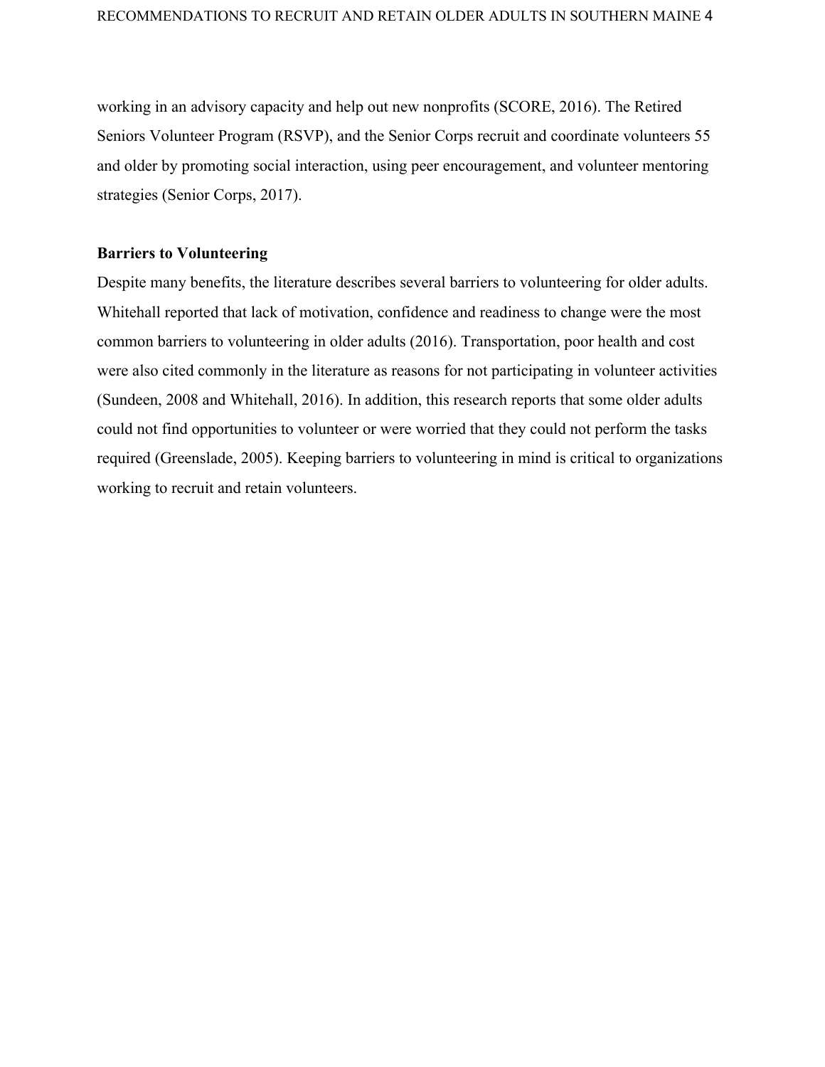working in an advisory capacity and help out new nonprofits (SCORE, 2016). The Retired Seniors Volunteer Program (RSVP), and the Senior Corps recruit and coordinate volunteers 55 and older by promoting social interaction, using peer encouragement, and volunteer mentoring strategies (Senior Corps, 2017).

**Barriers to Volunteering**

Despite many benefits, the literature describes several barriers to volunteering for older adults. Whitehall reported that lack of motivation, confidence and readiness to change were the most common barriers to volunteering in older adults (2016). Transportation, poor health and cost were also cited commonly in the literature as reasons for not participating in volunteer activities (Sundeen, 2008 and Whitehall, 2016). In addition, this research reports that some older adults could not find opportunities to volunteer or were worried that they could not perform the tasks required (Greenslade, 2005). Keeping barriers to volunteering in mind is critical to organizations working to recruit and retain volunteers.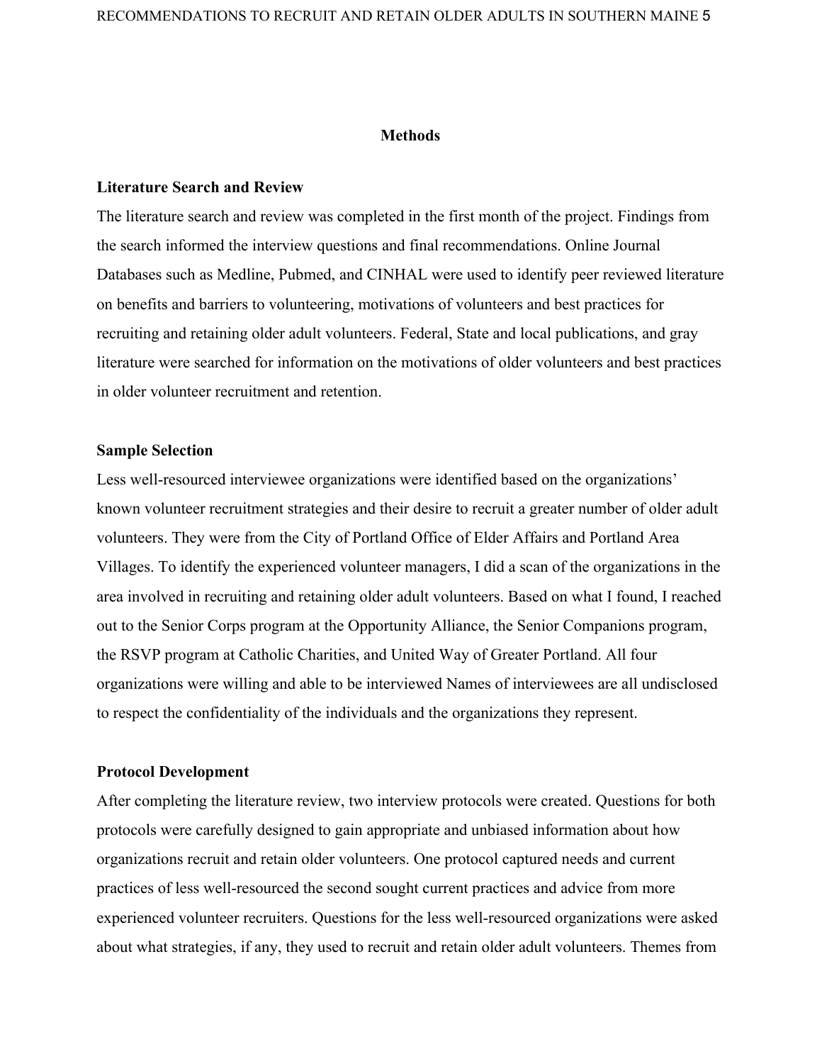## Methods

### Literature Search and Review

The literature search and review was completed in the first month of the project. Findings from the search informed the interview questions and final recommendations. Online Journal Databases such as Medline, Pubmed, and CINHAL were used to identify peer reviewed literature on benefits and barriers to volunteering, motivations of volunteers and best practices for recruiting and retaining older adult volunteers. Federal, State and local publications, and gray literature were searched for information on the motivations of older volunteers and best practices in older volunteer recruitment and retention.

### Sample Selection

Less well-resourced interviewee organizations were identified based on the organizations' known volunteer recruitment strategies and their desire to recruit a greater number of older adult volunteers. They were from the City of Portland Office of Elder Affairs and Portland Area Villages. To identify the experienced volunteer managers, I did a scan of the organizations in the area involved in recruiting and retaining older adult volunteers. Based on what I found, I reached out to the Senior Corps program at the Opportunity Alliance, the Senior Companions program, the RSVP program at Catholic Charities, and United Way of Greater Portland. All four organizations were willing and able to be interviewed Names of interviewees are all undisclosed to respect the confidentiality of the individuals and the organizations they represent.

### Protocol Development

After completing the literature review, two interview protocols were created. Questions for both protocols were carefully designed to gain appropriate and unbiased information about how organizations recruit and retain older volunteers. One protocol captured needs and current practices of less well-resourced the second sought current practices and advice from more experienced volunteer recruiters. Questions for the less well-resourced organizations were asked about what strategies, if any, they used to recruit and retain older adult volunteers. Themes from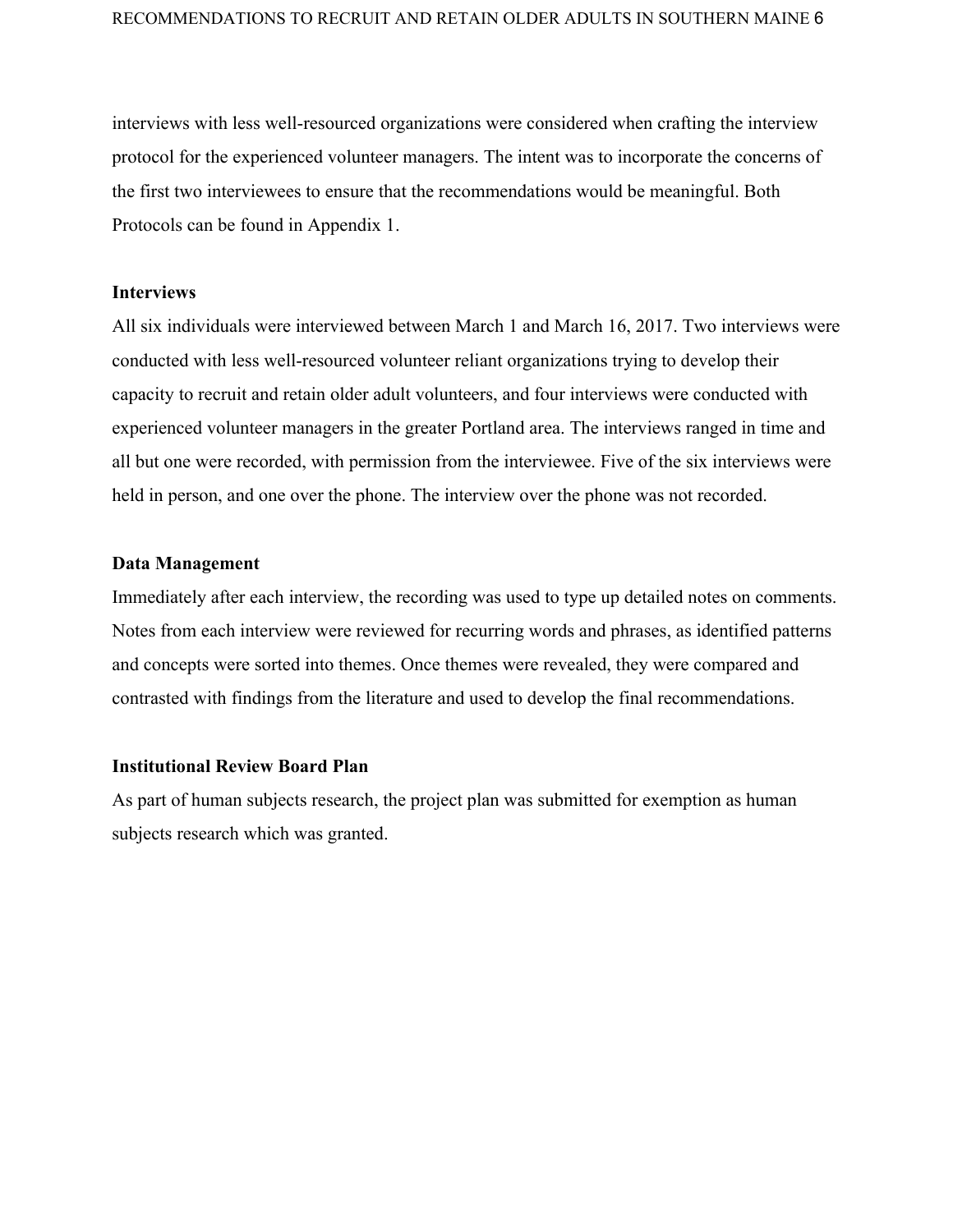interviews with less well-resourced organizations were considered when crafting the interview protocol for the experienced volunteer managers. The intent was to incorporate the concerns of the first two interviewees to ensure that the recommendations would be meaningful. Both Protocols can be found in Appendix 1.

**Interviews**

All six individuals were interviewed between March 1 and March 16, 2017. Two interviews were conducted with less well-resourced volunteer reliant organizations trying to develop their capacity to recruit and retain older adult volunteers, and four interviews were conducted with experienced volunteer managers in the greater Portland area. The interviews ranged in time and all but one were recorded, with permission from the interviewee. Five of the six interviews were held in person, and one over the phone. The interview over the phone was not recorded.

**Data Management**

Immediately after each interview, the recording was used to type up detailed notes on comments. Notes from each interview were reviewed for recurring words and phrases, as identified patterns and concepts were sorted into themes. Once themes were revealed, they were compared and contrasted with findings from the literature and used to develop the final recommendations.

**Institutional Review Board Plan**

As part of human subjects research, the project plan was submitted for exemption as human subjects research which was granted.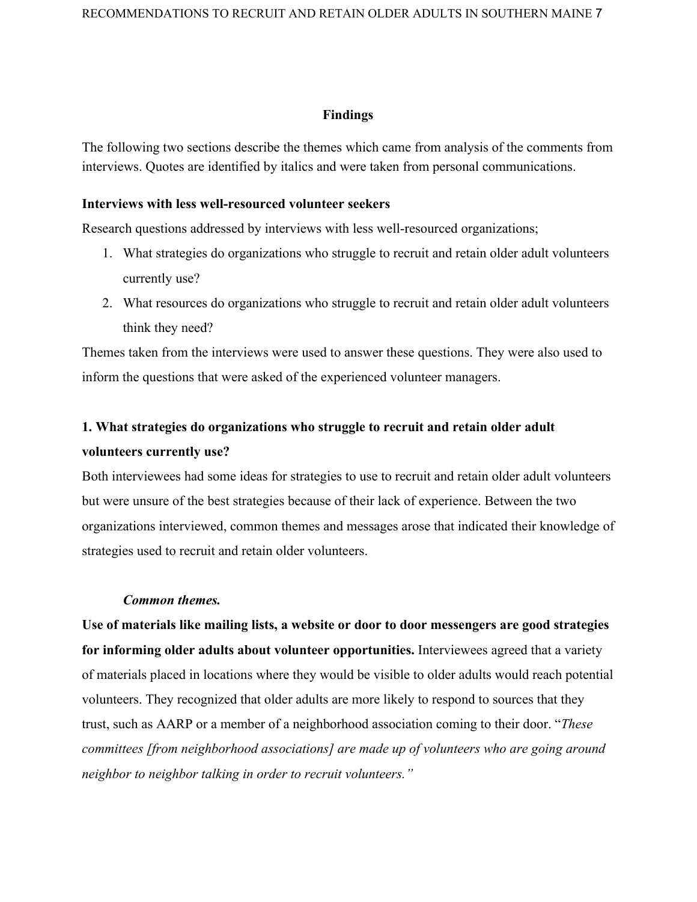## Findings

The following two sections describe the themes which came from analysis of the comments from interviews. Quotes are identified by italics and were taken from personal communications.

### Interviews with less well-resourced volunteer seekers

Research questions addressed by interviews with less well-resourced organizations;

1. What strategies do organizations who struggle to recruit and retain older adult volunteers currently use?
2. What resources do organizations who struggle to recruit and retain older adult volunteers think they need?

Themes taken from the interviews were used to answer these questions. They were also used to inform the questions that were asked of the experienced volunteer managers.

### 1. What strategies do organizations who struggle to recruit and retain older adult volunteers currently use?

Both interviewees had some ideas for strategies to use to recruit and retain older adult volunteers but were unsure of the best strategies because of their lack of experience. Between the two organizations interviewed, common themes and messages arose that indicated their knowledge of strategies used to recruit and retain older volunteers.

#### *Common themes.*

**Use of materials like mailing lists, a website or door to door messengers are good strategies for informing older adults about volunteer opportunities.** Interviewees agreed that a variety of materials placed in locations where they would be visible to older adults would reach potential volunteers. They recognized that older adults are more likely to respond to sources that they trust, such as AARP or a member of a neighborhood association coming to their door. "*These committees [from neighborhood associations] are made up of volunteers who are going around neighbor to neighbor talking in order to recruit volunteers.*"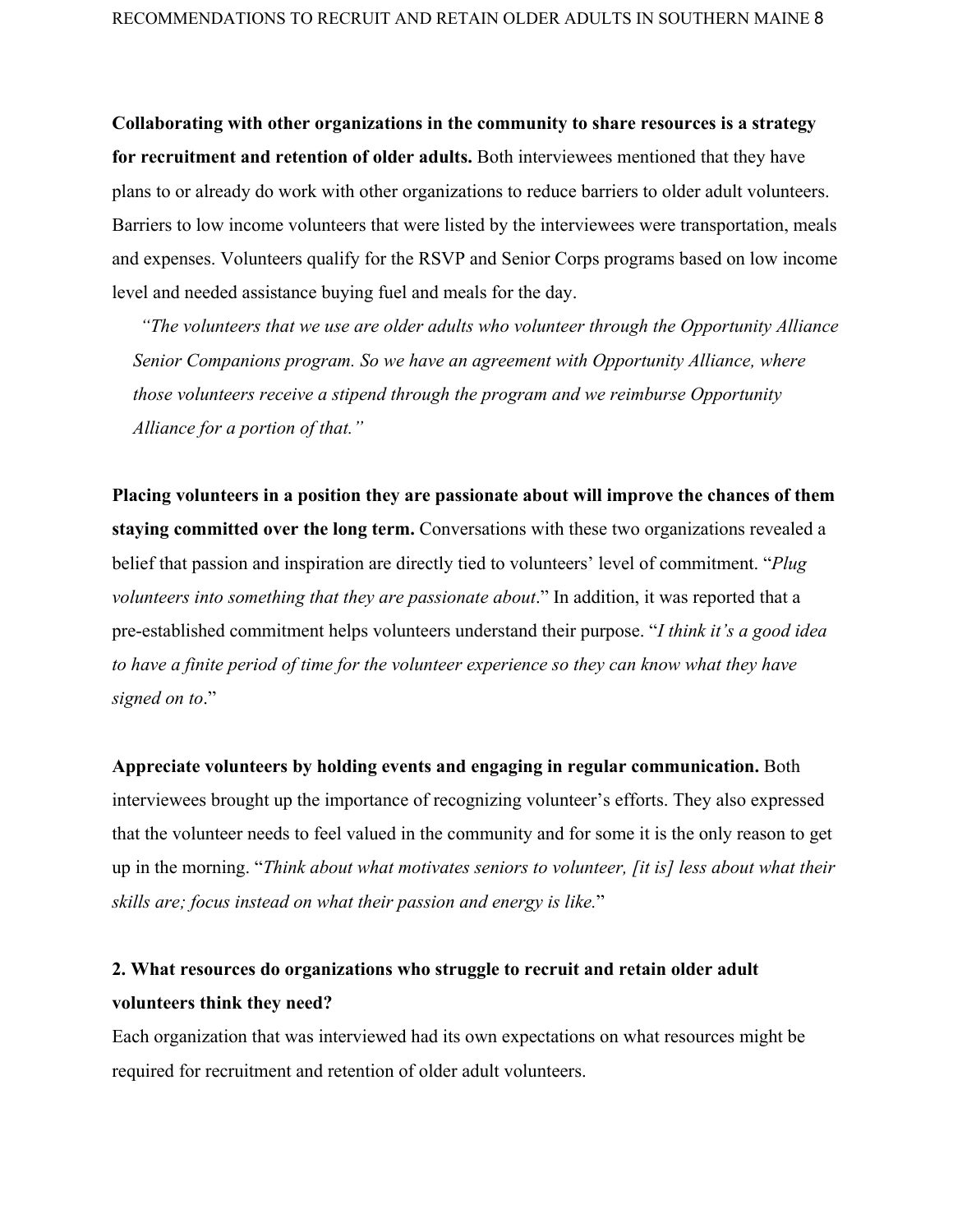**Collaborating with other organizations in the community to share resources is a strategy for recruitment and retention of older adults.** Both interviewees mentioned that they have plans to or already do work with other organizations to reduce barriers to older adult volunteers. Barriers to low income volunteers that were listed by the interviewees were transportation, meals and expenses. Volunteers qualify for the RSVP and Senior Corps programs based on low income level and needed assistance buying fuel and meals for the day.

> *"The volunteers that we use are older adults who volunteer through the Opportunity Alliance Senior Companions program. So we have an agreement with Opportunity Alliance, where those volunteers receive a stipend through the program and we reimburse Opportunity Alliance for a portion of that."*

**Placing volunteers in a position they are passionate about will improve the chances of them staying committed over the long term.** Conversations with these two organizations revealed a belief that passion and inspiration are directly tied to volunteers' level of commitment. "*Plug volunteers into something that they are passionate about*." In addition, it was reported that a pre-established commitment helps volunteers understand their purpose. "*I think it's a good idea to have a finite period of time for the volunteer experience so they can know what they have signed on to*."

**Appreciate volunteers by holding events and engaging in regular communication.** Both interviewees brought up the importance of recognizing volunteer's efforts. They also expressed that the volunteer needs to feel valued in the community and for some it is the only reason to get up in the morning. "*Think about what motivates seniors to volunteer, [it is] less about what their skills are; focus instead on what their passion and energy is like.*"

**2. What resources do organizations who struggle to recruit and retain older adult volunteers think they need?**

Each organization that was interviewed had its own expectations on what resources might be required for recruitment and retention of older adult volunteers.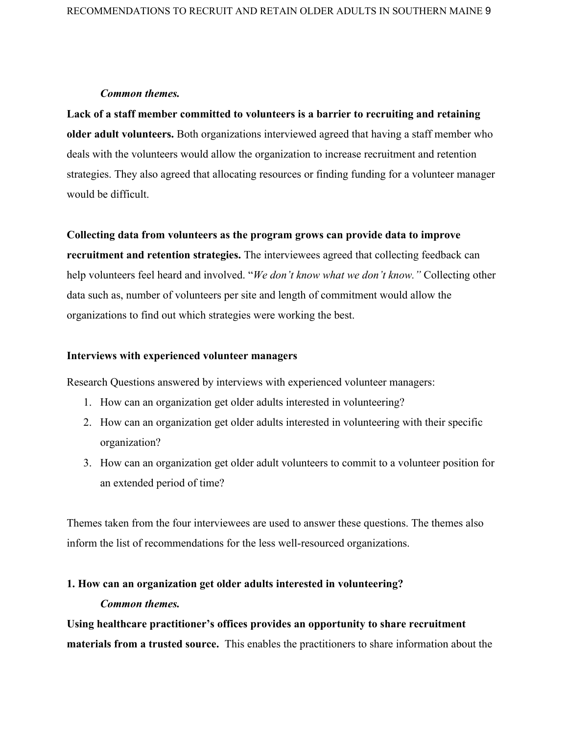*Common themes.*

**Lack of a staff member committed to volunteers is a barrier to recruiting and retaining older adult volunteers.** Both organizations interviewed agreed that having a staff member who deals with the volunteers would allow the organization to increase recruitment and retention strategies. They also agreed that allocating resources or finding funding for a volunteer manager would be difficult.

**Collecting data from volunteers as the program grows can provide data to improve recruitment and retention strategies.** The interviewees agreed that collecting feedback can help volunteers feel heard and involved. "*We don't know what we don't know.*" Collecting other data such as, number of volunteers per site and length of commitment would allow the organizations to find out which strategies were working the best.

**Interviews with experienced volunteer managers**

Research Questions answered by interviews with experienced volunteer managers:

1. How can an organization get older adults interested in volunteering?
2. How can an organization get older adults interested in volunteering with their specific organization?
3. How can an organization get older adult volunteers to commit to a volunteer position for an extended period of time?

Themes taken from the four interviewees are used to answer these questions. The themes also inform the list of recommendations for the less well-resourced organizations.

**1. How can an organization get older adults interested in volunteering?**

*Common themes.*

**Using healthcare practitioner's offices provides an opportunity to share recruitment materials from a trusted source.** This enables the practitioners to share information about the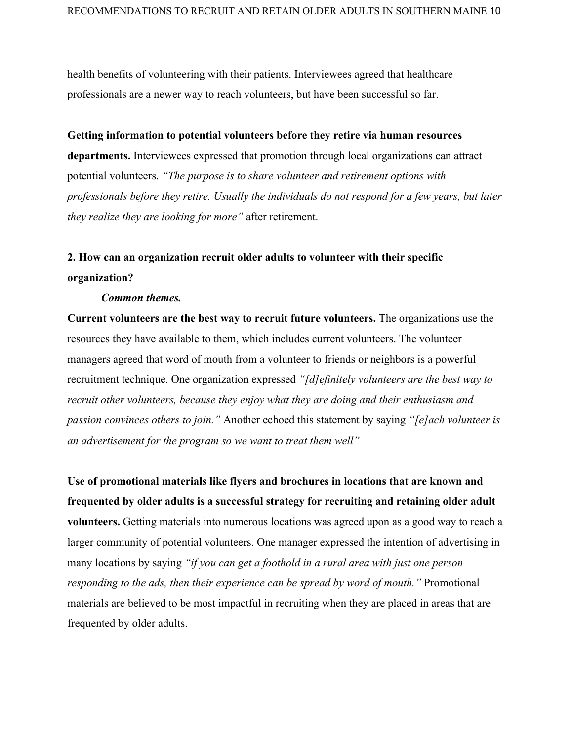health benefits of volunteering with their patients. Interviewees agreed that healthcare professionals are a newer way to reach volunteers, but have been successful so far.

**Getting information to potential volunteers before they retire via human resources departments.** Interviewees expressed that promotion through local organizations can attract potential volunteers. *"The purpose is to share volunteer and retirement options with professionals before they retire. Usually the individuals do not respond for a few years, but later they realize they are looking for more"* after retirement.

**2. How can an organization recruit older adults to volunteer with their specific organization?**

***Common themes.***

**Current volunteers are the best way to recruit future volunteers.** The organizations use the resources they have available to them, which includes current volunteers. The volunteer managers agreed that word of mouth from a volunteer to friends or neighbors is a powerful recruitment technique. One organization expressed *"[d]efinitely volunteers are the best way to recruit other volunteers, because they enjoy what they are doing and their enthusiasm and passion convinces others to join."* Another echoed this statement by saying *"[e]ach volunteer is an advertisement for the program so we want to treat them well"*

**Use of promotional materials like flyers and brochures in locations that are known and frequented by older adults is a successful strategy for recruiting and retaining older adult volunteers.** Getting materials into numerous locations was agreed upon as a good way to reach a larger community of potential volunteers. One manager expressed the intention of advertising in many locations by saying *"if you can get a foothold in a rural area with just one person responding to the ads, then their experience can be spread by word of mouth."* Promotional materials are believed to be most impactful in recruiting when they are placed in areas that are frequented by older adults.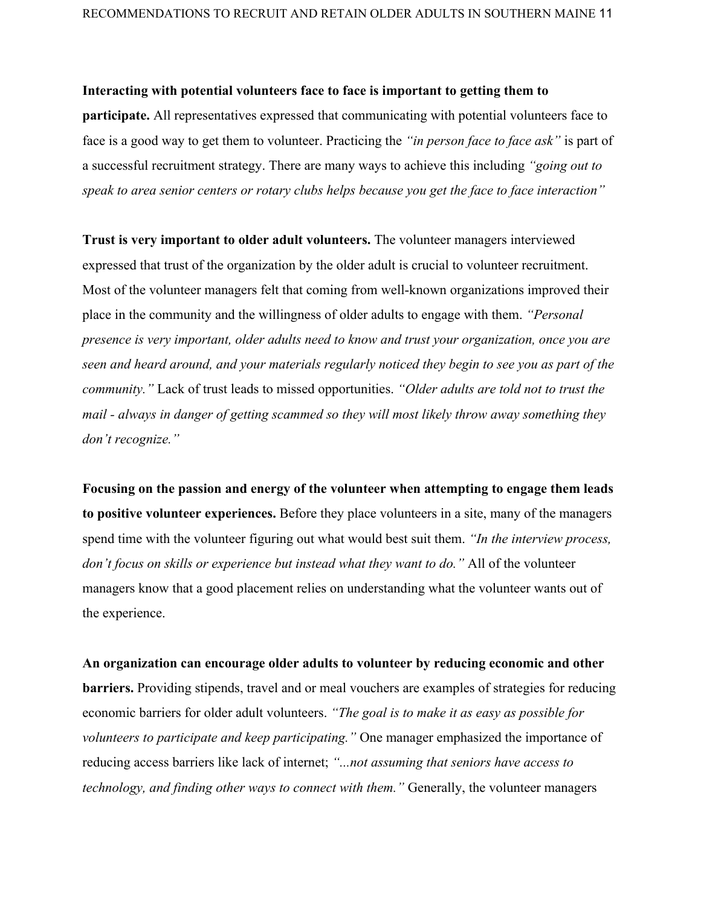**Interacting with potential volunteers face to face is important to getting them to participate.** All representatives expressed that communicating with potential volunteers face to face is a good way to get them to volunteer. Practicing the *"in person face to face ask"* is part of a successful recruitment strategy. There are many ways to achieve this including *"going out to speak to area senior centers or rotary clubs helps because you get the face to face interaction"*

**Trust is very important to older adult volunteers.** The volunteer managers interviewed expressed that trust of the organization by the older adult is crucial to volunteer recruitment. Most of the volunteer managers felt that coming from well-known organizations improved their place in the community and the willingness of older adults to engage with them. *"Personal presence is very important, older adults need to know and trust your organization, once you are seen and heard around, and your materials regularly noticed they begin to see you as part of the community."* Lack of trust leads to missed opportunities. *"Older adults are told not to trust the mail - always in danger of getting scammed so they will most likely throw away something they don't recognize."*

**Focusing on the passion and energy of the volunteer when attempting to engage them leads to positive volunteer experiences.** Before they place volunteers in a site, many of the managers spend time with the volunteer figuring out what would best suit them. *"In the interview process, don't focus on skills or experience but instead what they want to do."* All of the volunteer managers know that a good placement relies on understanding what the volunteer wants out of the experience.

**An organization can encourage older adults to volunteer by reducing economic and other barriers.** Providing stipends, travel and or meal vouchers are examples of strategies for reducing economic barriers for older adult volunteers. *"The goal is to make it as easy as possible for volunteers to participate and keep participating."* One manager emphasized the importance of reducing access barriers like lack of internet; *"...not assuming that seniors have access to technology, and finding other ways to connect with them."* Generally, the volunteer managers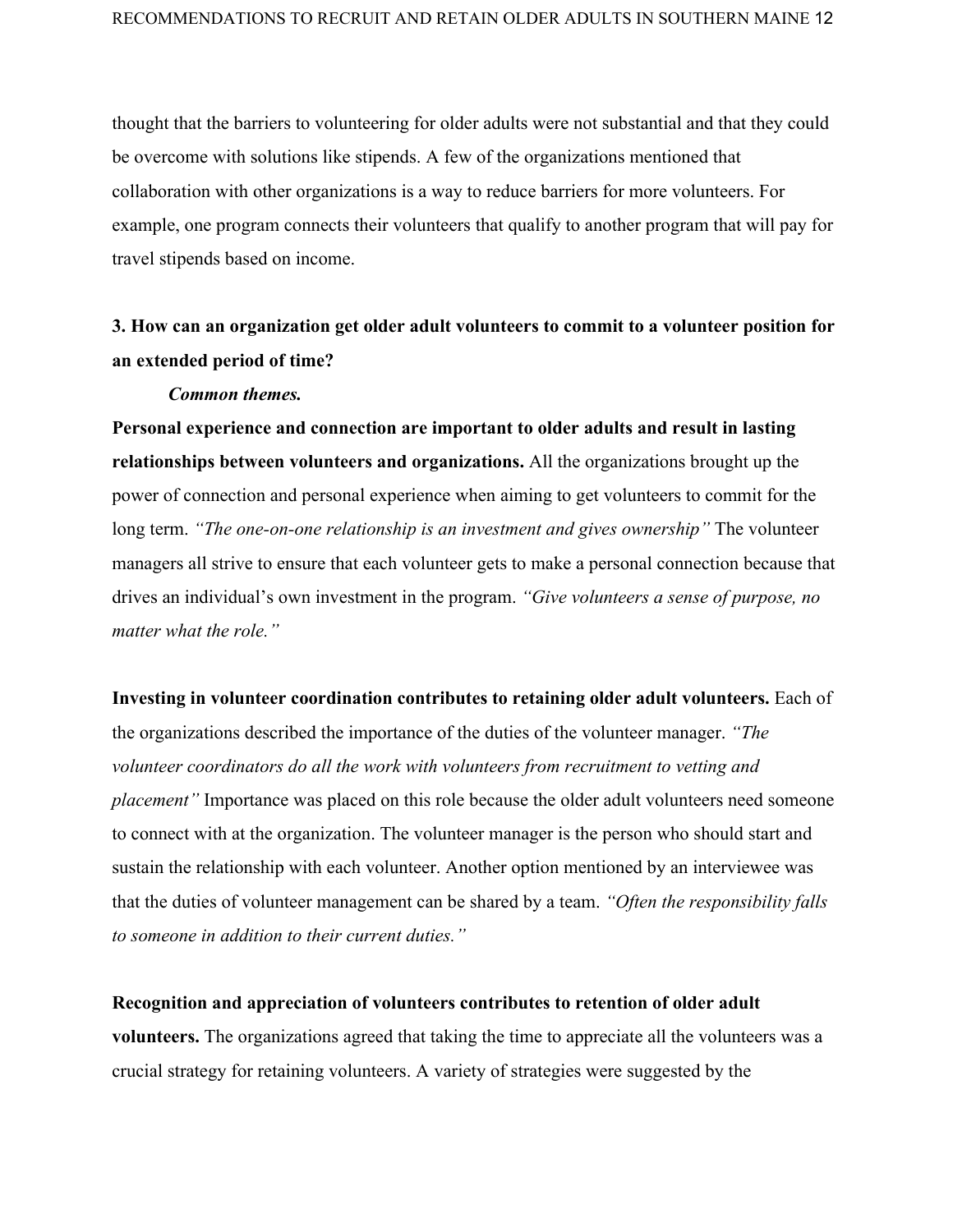thought that the barriers to volunteering for older adults were not substantial and that they could be overcome with solutions like stipends. A few of the organizations mentioned that collaboration with other organizations is a way to reduce barriers for more volunteers. For example, one program connects their volunteers that qualify to another program that will pay for travel stipends based on income.

**3. How can an organization get older adult volunteers to commit to a volunteer position for an extended period of time?**

***Common themes.***

**Personal experience and connection are important to older adults and result in lasting relationships between volunteers and organizations.** All the organizations brought up the power of connection and personal experience when aiming to get volunteers to commit for the long term. *"The one-on-one relationship is an investment and gives ownership"* The volunteer managers all strive to ensure that each volunteer gets to make a personal connection because that drives an individual's own investment in the program. *"Give volunteers a sense of purpose, no matter what the role."*

**Investing in volunteer coordination contributes to retaining older adult volunteers.** Each of the organizations described the importance of the duties of the volunteer manager. *"The volunteer coordinators do all the work with volunteers from recruitment to vetting and placement"* Importance was placed on this role because the older adult volunteers need someone to connect with at the organization. The volunteer manager is the person who should start and sustain the relationship with each volunteer. Another option mentioned by an interviewee was that the duties of volunteer management can be shared by a team. *"Often the responsibility falls to someone in addition to their current duties."*

**Recognition and appreciation of volunteers contributes to retention of older adult volunteers.** The organizations agreed that taking the time to appreciate all the volunteers was a crucial strategy for retaining volunteers. A variety of strategies were suggested by the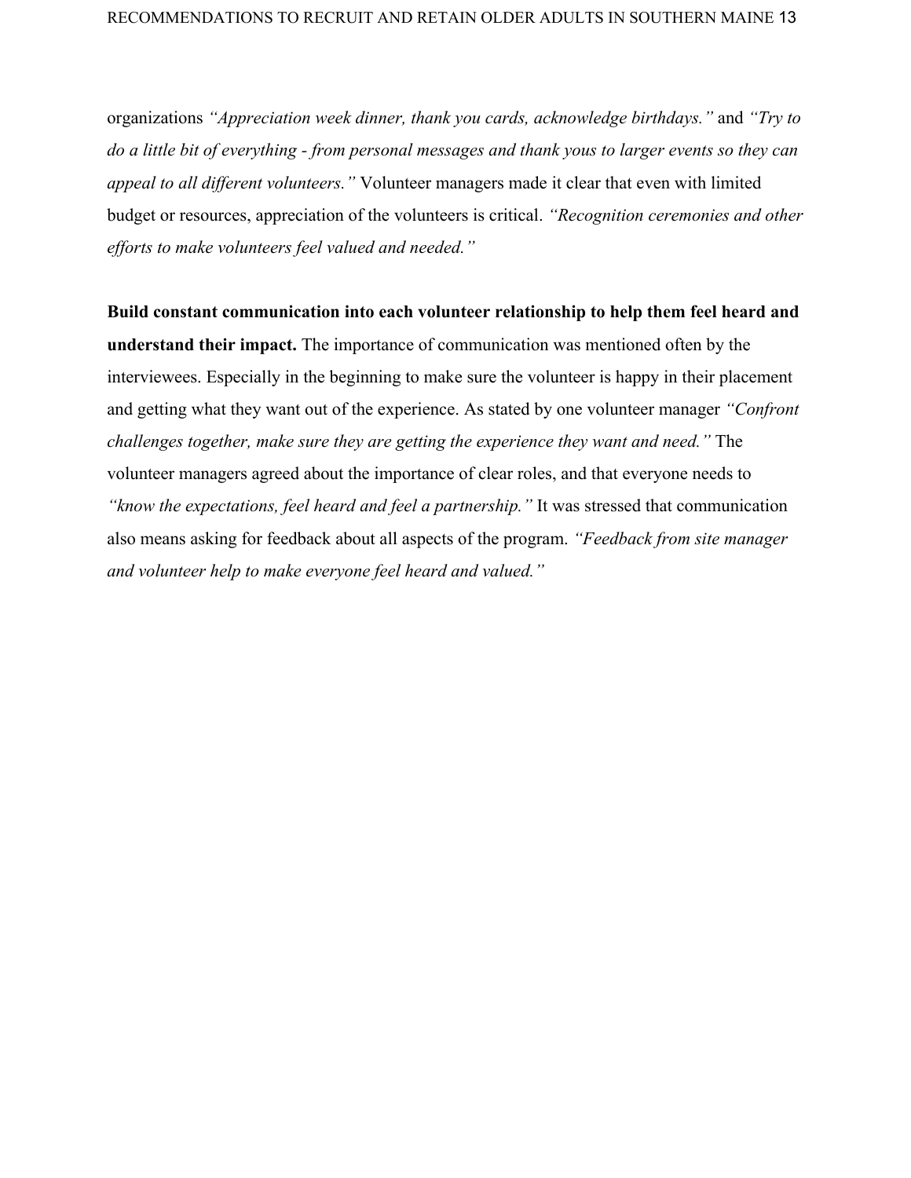organizations *"Appreciation week dinner, thank you cards, acknowledge birthdays."* and *"Try to do a little bit of everything - from personal messages and thank yous to larger events so they can appeal to all different volunteers."* Volunteer managers made it clear that even with limited budget or resources, appreciation of the volunteers is critical. *"Recognition ceremonies and other efforts to make volunteers feel valued and needed."*

**Build constant communication into each volunteer relationship to help them feel heard and understand their impact.** The importance of communication was mentioned often by the interviewees. Especially in the beginning to make sure the volunteer is happy in their placement and getting what they want out of the experience. As stated by one volunteer manager *"Confront challenges together, make sure they are getting the experience they want and need."* The volunteer managers agreed about the importance of clear roles, and that everyone needs to *"know the expectations, feel heard and feel a partnership."* It was stressed that communication also means asking for feedback about all aspects of the program. *"Feedback from site manager and volunteer help to make everyone feel heard and valued."*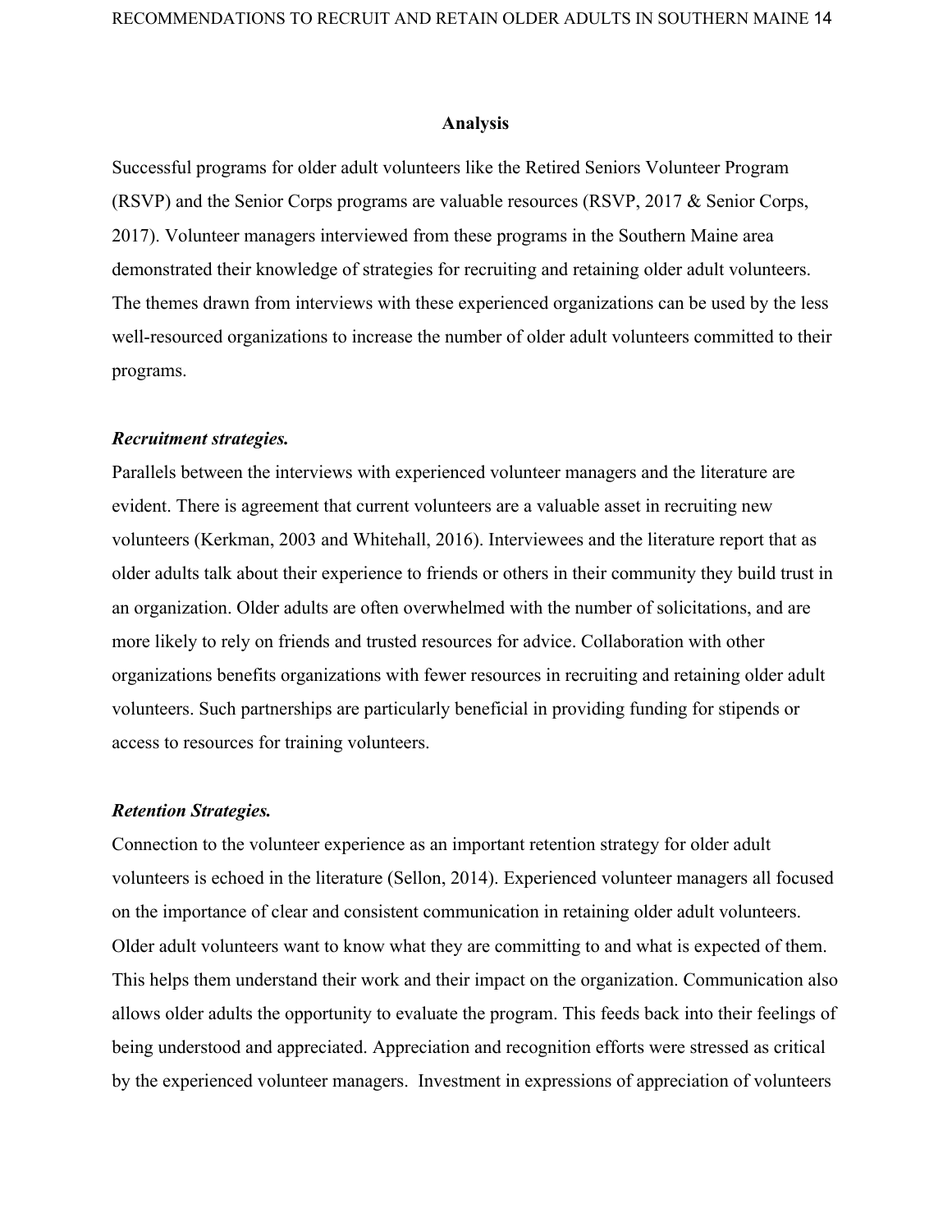## Analysis

Successful programs for older adult volunteers like the Retired Seniors Volunteer Program (RSVP) and the Senior Corps programs are valuable resources (RSVP, 2017 & Senior Corps, 2017). Volunteer managers interviewed from these programs in the Southern Maine area demonstrated their knowledge of strategies for recruiting and retaining older adult volunteers. The themes drawn from interviews with these experienced organizations can be used by the less well-resourced organizations to increase the number of older adult volunteers committed to their programs.

### *Recruitment strategies.*

Parallels between the interviews with experienced volunteer managers and the literature are evident. There is agreement that current volunteers are a valuable asset in recruiting new volunteers (Kerkman, 2003 and Whitehall, 2016). Interviewees and the literature report that as older adults talk about their experience to friends or others in their community they build trust in an organization. Older adults are often overwhelmed with the number of solicitations, and are more likely to rely on friends and trusted resources for advice. Collaboration with other organizations benefits organizations with fewer resources in recruiting and retaining older adult volunteers. Such partnerships are particularly beneficial in providing funding for stipends or access to resources for training volunteers.

### *Retention Strategies.*

Connection to the volunteer experience as an important retention strategy for older adult volunteers is echoed in the literature (Sellon, 2014). Experienced volunteer managers all focused on the importance of clear and consistent communication in retaining older adult volunteers. Older adult volunteers want to know what they are committing to and what is expected of them. This helps them understand their work and their impact on the organization. Communication also allows older adults the opportunity to evaluate the program. This feeds back into their feelings of being understood and appreciated. Appreciation and recognition efforts were stressed as critical by the experienced volunteer managers. Investment in expressions of appreciation of volunteers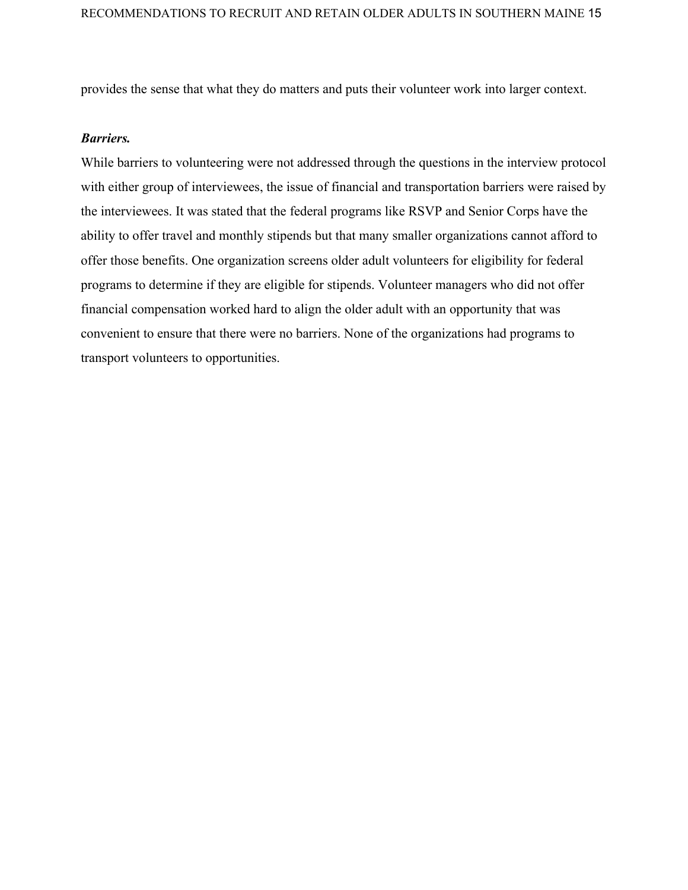provides the sense that what they do matters and puts their volunteer work into larger context.

***Barriers.***

While barriers to volunteering were not addressed through the questions in the interview protocol with either group of interviewees, the issue of financial and transportation barriers were raised by the interviewees. It was stated that the federal programs like RSVP and Senior Corps have the ability to offer travel and monthly stipends but that many smaller organizations cannot afford to offer those benefits. One organization screens older adult volunteers for eligibility for federal programs to determine if they are eligible for stipends. Volunteer managers who did not offer financial compensation worked hard to align the older adult with an opportunity that was convenient to ensure that there were no barriers. None of the organizations had programs to transport volunteers to opportunities.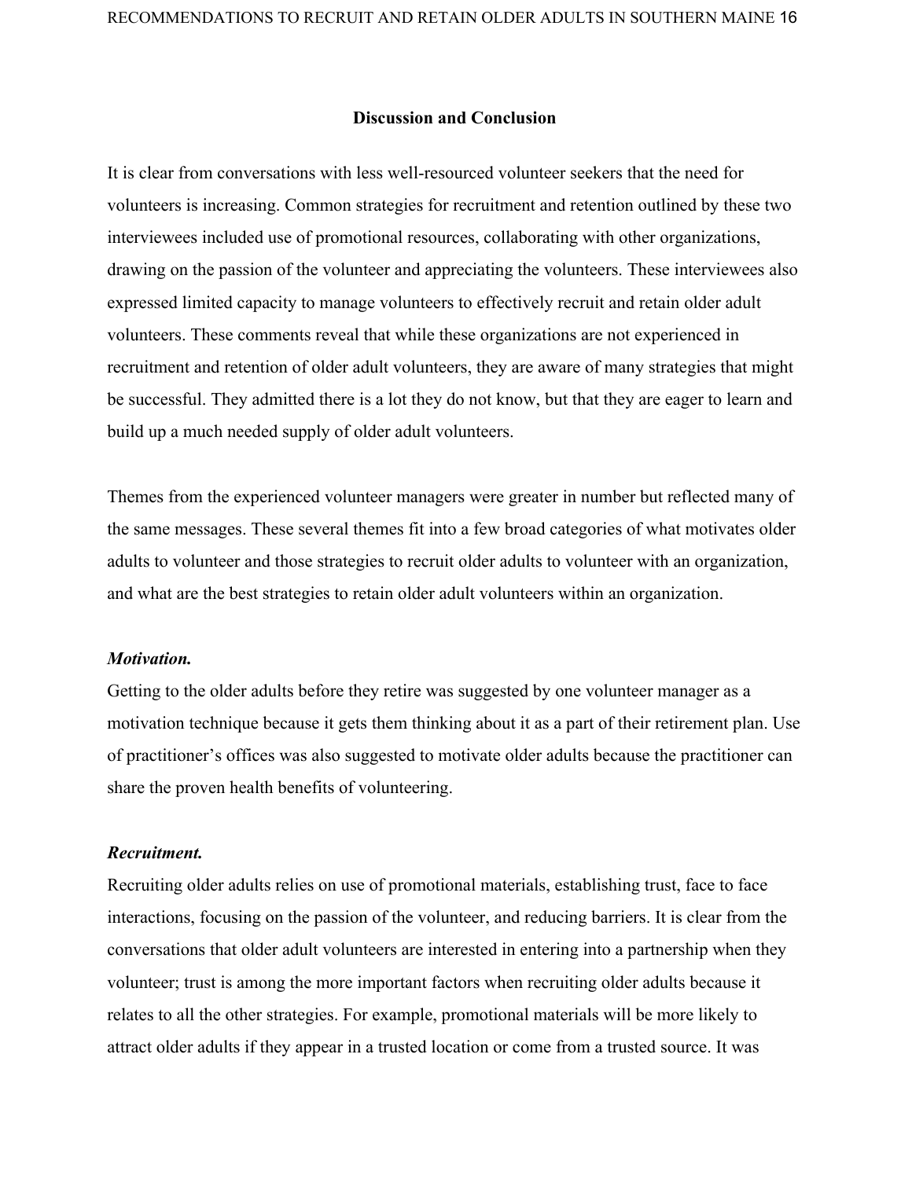## Discussion and Conclusion

It is clear from conversations with less well-resourced volunteer seekers that the need for volunteers is increasing. Common strategies for recruitment and retention outlined by these two interviewees included use of promotional resources, collaborating with other organizations, drawing on the passion of the volunteer and appreciating the volunteers. These interviewees also expressed limited capacity to manage volunteers to effectively recruit and retain older adult volunteers. These comments reveal that while these organizations are not experienced in recruitment and retention of older adult volunteers, they are aware of many strategies that might be successful. They admitted there is a lot they do not know, but that they are eager to learn and build up a much needed supply of older adult volunteers.

Themes from the experienced volunteer managers were greater in number but reflected many of the same messages. These several themes fit into a few broad categories of what motivates older adults to volunteer and those strategies to recruit older adults to volunteer with an organization, and what are the best strategies to retain older adult volunteers within an organization.

### *Motivation.*

Getting to the older adults before they retire was suggested by one volunteer manager as a motivation technique because it gets them thinking about it as a part of their retirement plan. Use of practitioner's offices was also suggested to motivate older adults because the practitioner can share the proven health benefits of volunteering.

### *Recruitment.*

Recruiting older adults relies on use of promotional materials, establishing trust, face to face interactions, focusing on the passion of the volunteer, and reducing barriers. It is clear from the conversations that older adult volunteers are interested in entering into a partnership when they volunteer; trust is among the more important factors when recruiting older adults because it relates to all the other strategies. For example, promotional materials will be more likely to attract older adults if they appear in a trusted location or come from a trusted source. It was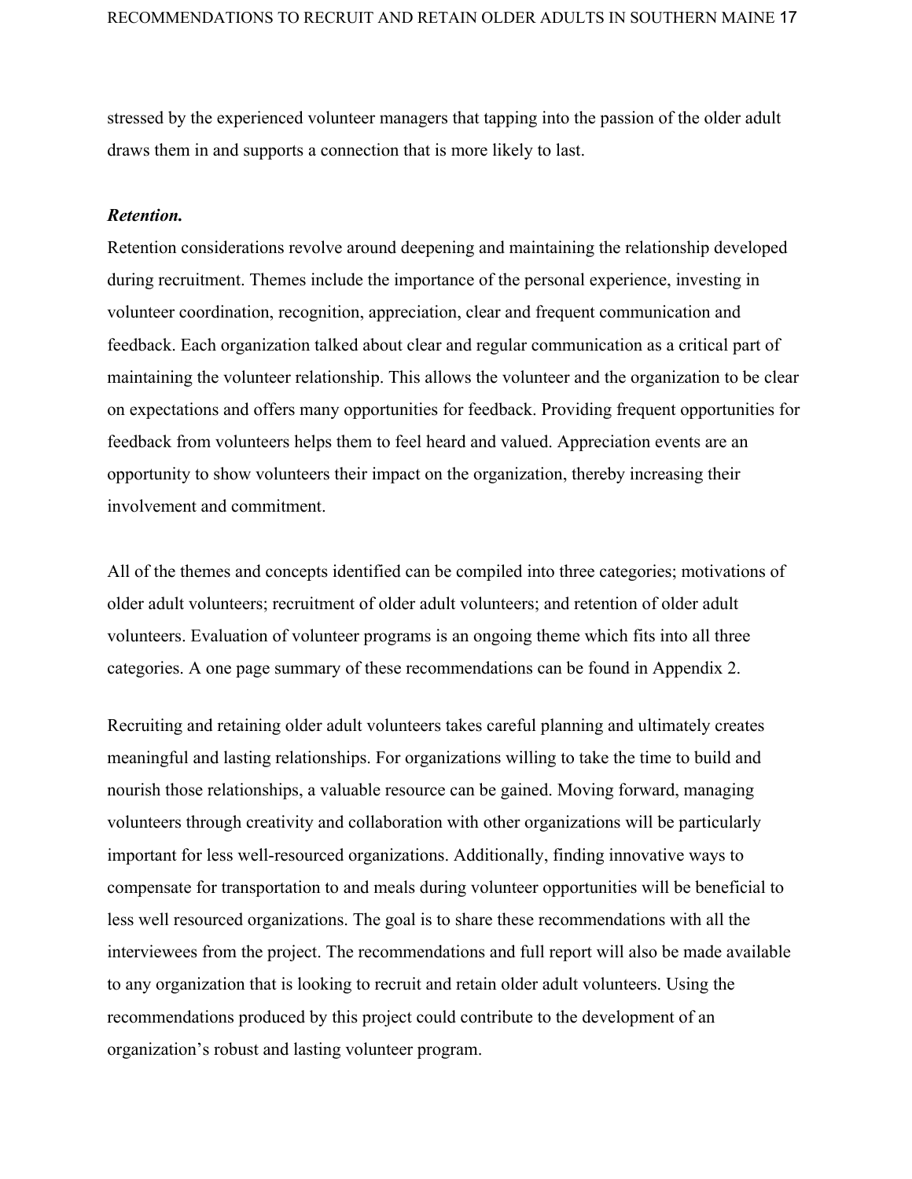stressed by the experienced volunteer managers that tapping into the passion of the older adult draws them in and supports a connection that is more likely to last.

***Retention.***

Retention considerations revolve around deepening and maintaining the relationship developed during recruitment. Themes include the importance of the personal experience, investing in volunteer coordination, recognition, appreciation, clear and frequent communication and feedback. Each organization talked about clear and regular communication as a critical part of maintaining the volunteer relationship. This allows the volunteer and the organization to be clear on expectations and offers many opportunities for feedback. Providing frequent opportunities for feedback from volunteers helps them to feel heard and valued. Appreciation events are an opportunity to show volunteers their impact on the organization, thereby increasing their involvement and commitment.

All of the themes and concepts identified can be compiled into three categories; motivations of older adult volunteers; recruitment of older adult volunteers; and retention of older adult volunteers. Evaluation of volunteer programs is an ongoing theme which fits into all three categories. A one page summary of these recommendations can be found in Appendix 2.

Recruiting and retaining older adult volunteers takes careful planning and ultimately creates meaningful and lasting relationships. For organizations willing to take the time to build and nourish those relationships, a valuable resource can be gained. Moving forward, managing volunteers through creativity and collaboration with other organizations will be particularly important for less well-resourced organizations. Additionally, finding innovative ways to compensate for transportation to and meals during volunteer opportunities will be beneficial to less well resourced organizations. The goal is to share these recommendations with all the interviewees from the project. The recommendations and full report will also be made available to any organization that is looking to recruit and retain older adult volunteers. Using the recommendations produced by this project could contribute to the development of an organization's robust and lasting volunteer program.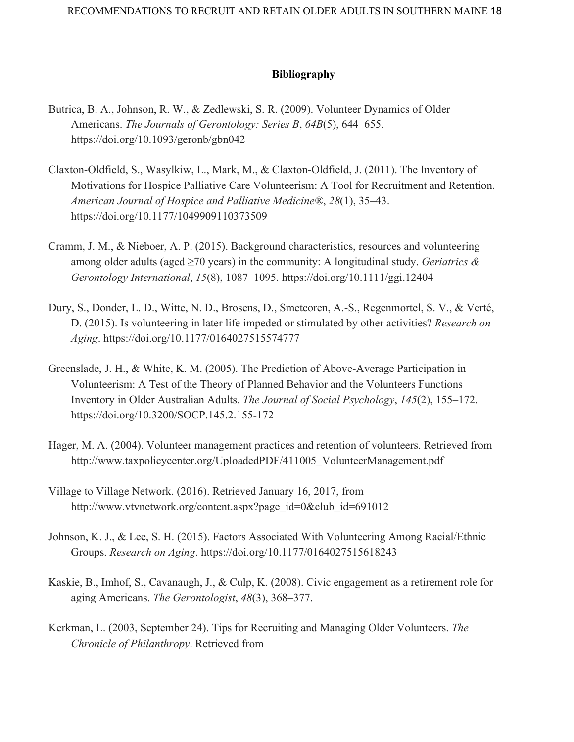## Bibliography

Butrica, B. A., Johnson, R. W., & Zedlewski, S. R. (2009). Volunteer Dynamics of Older Americans. *The Journals of Gerontology: Series B*, *64B*(5), 644–655. https://doi.org/10.1093/geronb/gbn042

Claxton-Oldfield, S., Wasylkiw, L., Mark, M., & Claxton-Oldfield, J. (2011). The Inventory of Motivations for Hospice Palliative Care Volunteerism: A Tool for Recruitment and Retention. *American Journal of Hospice and Palliative Medicine®*, *28*(1), 35–43. https://doi.org/10.1177/1049909110373509

Cramm, J. M., & Nieboer, A. P. (2015). Background characteristics, resources and volunteering among older adults (aged ≥70 years) in the community: A longitudinal study. *Geriatrics & Gerontology International*, *15*(8), 1087–1095. https://doi.org/10.1111/ggi.12404

Dury, S., Donder, L. D., Witte, N. D., Brosens, D., Smetcoren, A.-S., Regenmortel, S. V., & Verté, D. (2015). Is volunteering in later life impeded or stimulated by other activities? *Research on Aging*. https://doi.org/10.1177/0164027515574777

Greenslade, J. H., & White, K. M. (2005). The Prediction of Above-Average Participation in Volunteerism: A Test of the Theory of Planned Behavior and the Volunteers Functions Inventory in Older Australian Adults. *The Journal of Social Psychology*, *145*(2), 155–172. https://doi.org/10.3200/SOCP.145.2.155-172

Hager, M. A. (2004). Volunteer management practices and retention of volunteers. Retrieved from http://www.taxpolicycenter.org/UploadedPDF/411005_VolunteerManagement.pdf

Village to Village Network. (2016). Retrieved January 16, 2017, from http://www.vtvnetwork.org/content.aspx?page_id=0&club_id=691012

Johnson, K. J., & Lee, S. H. (2015). Factors Associated With Volunteering Among Racial/Ethnic Groups. *Research on Aging*. https://doi.org/10.1177/0164027515618243

Kaskie, B., Imhof, S., Cavanaugh, J., & Culp, K. (2008). Civic engagement as a retirement role for aging Americans. *The Gerontologist*, *48*(3), 368–377.

Kerkman, L. (2003, September 24). Tips for Recruiting and Managing Older Volunteers. *The Chronicle of Philanthropy*. Retrieved from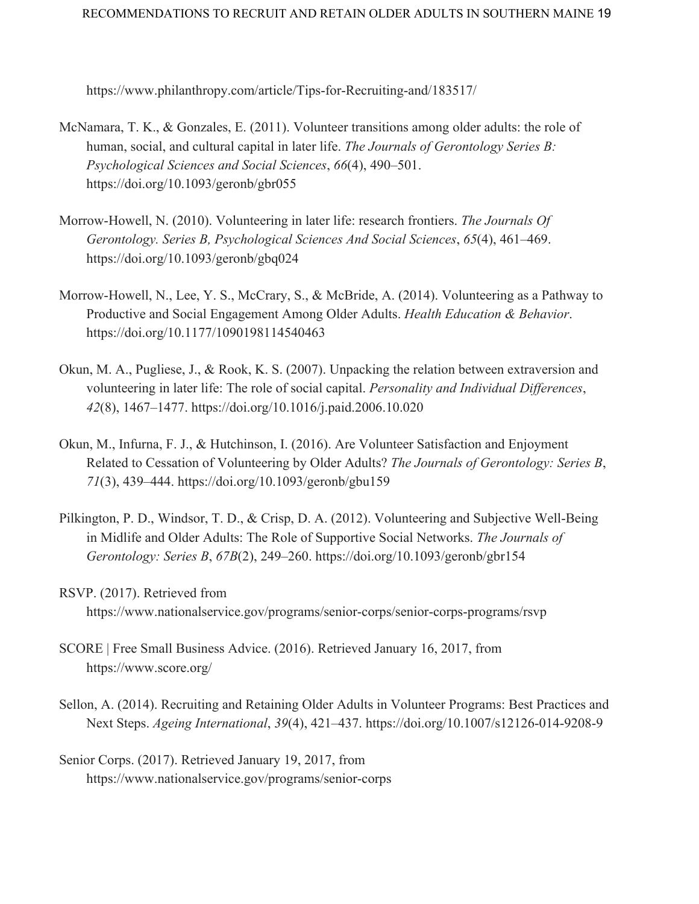https://www.philanthropy.com/article/Tips-for-Recruiting-and/183517/

McNamara, T. K., & Gonzales, E. (2011). Volunteer transitions among older adults: the role of human, social, and cultural capital in later life. *The Journals of Gerontology Series B: Psychological Sciences and Social Sciences*, *66*(4), 490–501. https://doi.org/10.1093/geronb/gbr055

Morrow-Howell, N. (2010). Volunteering in later life: research frontiers. *The Journals Of Gerontology. Series B, Psychological Sciences And Social Sciences*, *65*(4), 461–469. https://doi.org/10.1093/geronb/gbq024

Morrow-Howell, N., Lee, Y. S., McCrary, S., & McBride, A. (2014). Volunteering as a Pathway to Productive and Social Engagement Among Older Adults. *Health Education & Behavior*. https://doi.org/10.1177/1090198114540463

Okun, M. A., Pugliese, J., & Rook, K. S. (2007). Unpacking the relation between extraversion and volunteering in later life: The role of social capital. *Personality and Individual Differences*, *42*(8), 1467–1477. https://doi.org/10.1016/j.paid.2006.10.020

Okun, M., Infurna, F. J., & Hutchinson, I. (2016). Are Volunteer Satisfaction and Enjoyment Related to Cessation of Volunteering by Older Adults? *The Journals of Gerontology: Series B*, *71*(3), 439–444. https://doi.org/10.1093/geronb/gbu159

Pilkington, P. D., Windsor, T. D., & Crisp, D. A. (2012). Volunteering and Subjective Well-Being in Midlife and Older Adults: The Role of Supportive Social Networks. *The Journals of Gerontology: Series B*, *67B*(2), 249–260. https://doi.org/10.1093/geronb/gbr154

RSVP. (2017). Retrieved from https://www.nationalservice.gov/programs/senior-corps/senior-corps-programs/rsvp

SCORE | Free Small Business Advice. (2016). Retrieved January 16, 2017, from https://www.score.org/

Sellon, A. (2014). Recruiting and Retaining Older Adults in Volunteer Programs: Best Practices and Next Steps. *Ageing International*, *39*(4), 421–437. https://doi.org/10.1007/s12126-014-9208-9

Senior Corps. (2017). Retrieved January 19, 2017, from https://www.nationalservice.gov/programs/senior-corps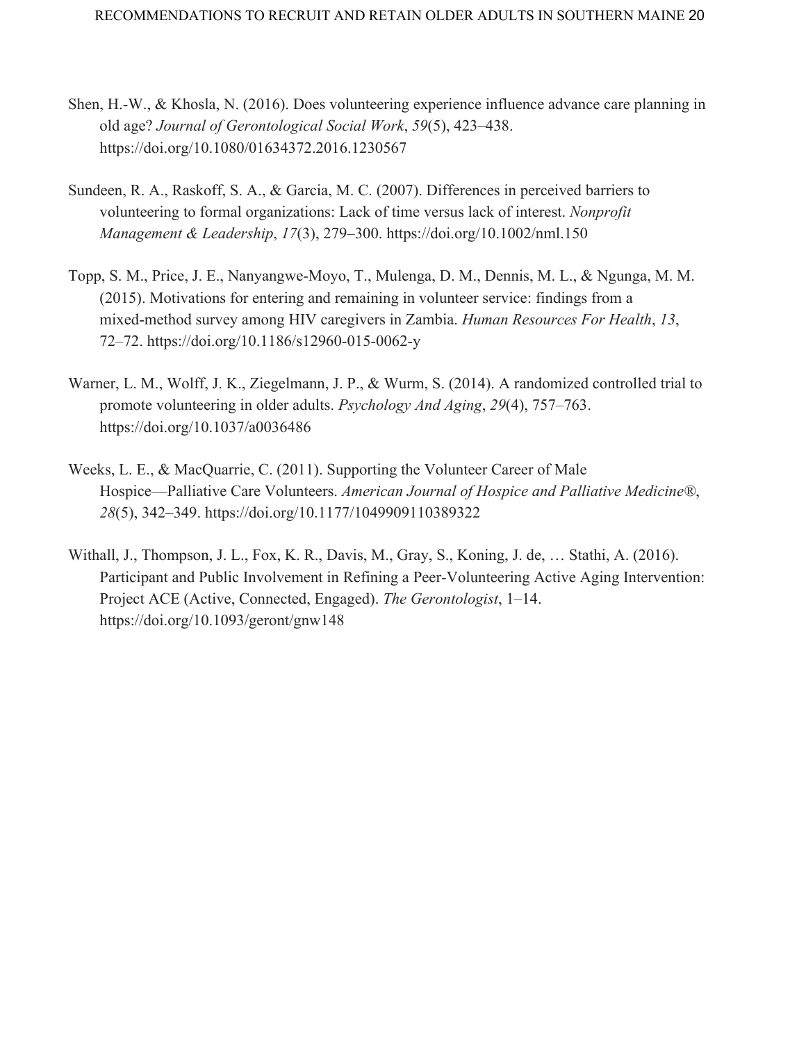Shen, H.-W., & Khosla, N. (2016). Does volunteering experience influence advance care planning in old age? *Journal of Gerontological Social Work*, *59*(5), 423–438. https://doi.org/10.1080/01634372.2016.1230567

Sundeen, R. A., Raskoff, S. A., & Garcia, M. C. (2007). Differences in perceived barriers to volunteering to formal organizations: Lack of time versus lack of interest. *Nonprofit Management & Leadership*, *17*(3), 279–300. https://doi.org/10.1002/nml.150

Topp, S. M., Price, J. E., Nanyangwe-Moyo, T., Mulenga, D. M., Dennis, M. L., & Ngunga, M. M. (2015). Motivations for entering and remaining in volunteer service: findings from a mixed-method survey among HIV caregivers in Zambia. *Human Resources For Health*, *13*, 72–72. https://doi.org/10.1186/s12960-015-0062-y

Warner, L. M., Wolff, J. K., Ziegelmann, J. P., & Wurm, S. (2014). A randomized controlled trial to promote volunteering in older adults. *Psychology And Aging*, *29*(4), 757–763. https://doi.org/10.1037/a0036486

Weeks, L. E., & MacQuarrie, C. (2011). Supporting the Volunteer Career of Male Hospice—Palliative Care Volunteers. *American Journal of Hospice and Palliative Medicine®*, *28*(5), 342–349. https://doi.org/10.1177/1049909110389322

Withall, J., Thompson, J. L., Fox, K. R., Davis, M., Gray, S., Koning, J. de, … Stathi, A. (2016). Participant and Public Involvement in Refining a Peer-Volunteering Active Aging Intervention: Project ACE (Active, Connected, Engaged). *The Gerontologist*, 1–14. https://doi.org/10.1093/geront/gnw148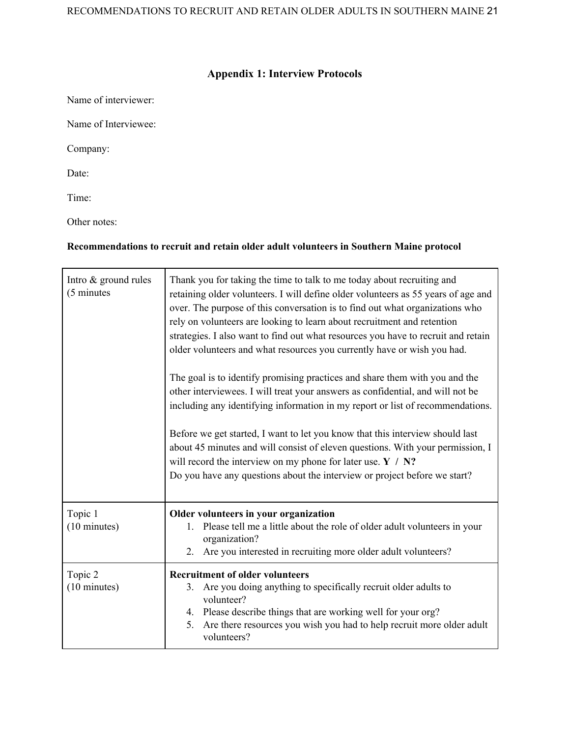## Appendix 1: Interview Protocols

Name of interviewer:

Name of Interviewee:

Company:

Date:

Time:

Other notes:

**Recommendations to recruit and retain older adult volunteers in Southern Maine protocol**

| | |
|---|---|
| Intro & ground rules (5 minutes | Thank you for taking the time to talk to me today about recruiting and retaining older volunteers. I will define older volunteers as 55 years of age and over. The purpose of this conversation is to find out what organizations who rely on volunteers are looking to learn about recruitment and retention strategies. I also want to find out what resources you have to recruit and retain older volunteers and what resources you currently have or wish you had.<br><br>The goal is to identify promising practices and share them with you and the other interviewees. I will treat your answers as confidential, and will not be including any identifying information in my report or list of recommendations.<br><br>Before we get started, I want to let you know that this interview should last about 45 minutes and will consist of eleven questions. With your permission, I will record the interview on my phone for later use. **Y / N?**<br>Do you have any questions about the interview or project before we start? |
| Topic 1 (10 minutes) | **Older volunteers in your organization**<br>1. Please tell me a little about the role of older adult volunteers in your organization?<br>2. Are you interested in recruiting more older adult volunteers? |
| Topic 2 (10 minutes) | **Recruitment of older volunteers**<br>3. Are you doing anything to specifically recruit older adults to volunteer?<br>4. Please describe things that are working well for your org?<br>5. Are there resources you wish you had to help recruit more older adult volunteers? |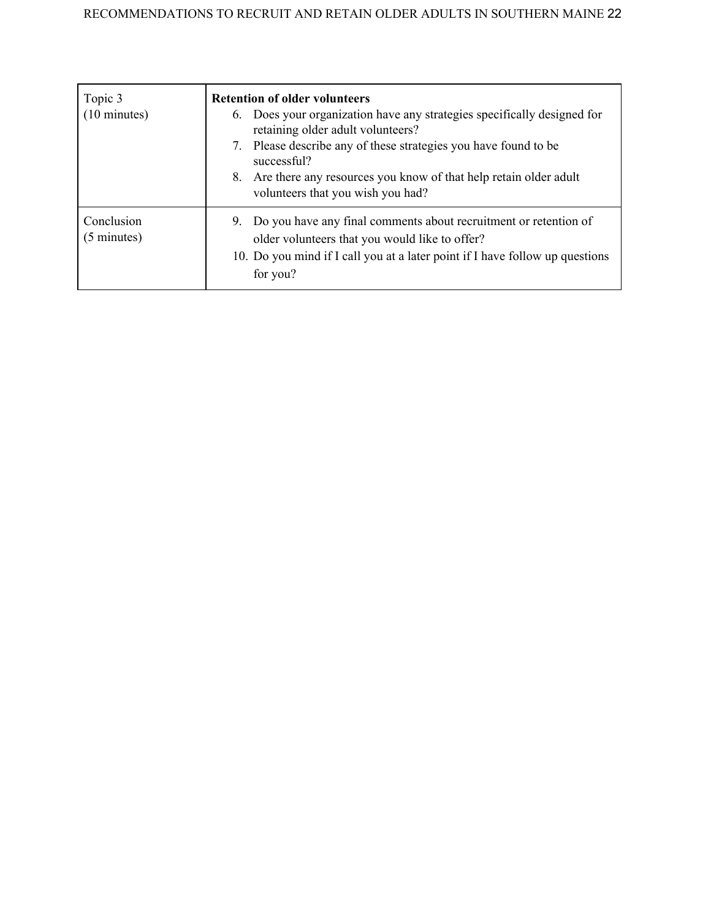| Topic 3 (10 minutes) | **Retention of older volunteers**<br>6. Does your organization have any strategies specifically designed for retaining older adult volunteers?<br>7. Please describe any of these strategies you have found to be successful?<br>8. Are there any resources you know of that help retain older adult volunteers that you wish you had? |
|---|---|
| Conclusion (5 minutes) | 9. Do you have any final comments about recruitment or retention of older volunteers that you would like to offer?<br>10. Do you mind if I call you at a later point if I have follow up questions for you? |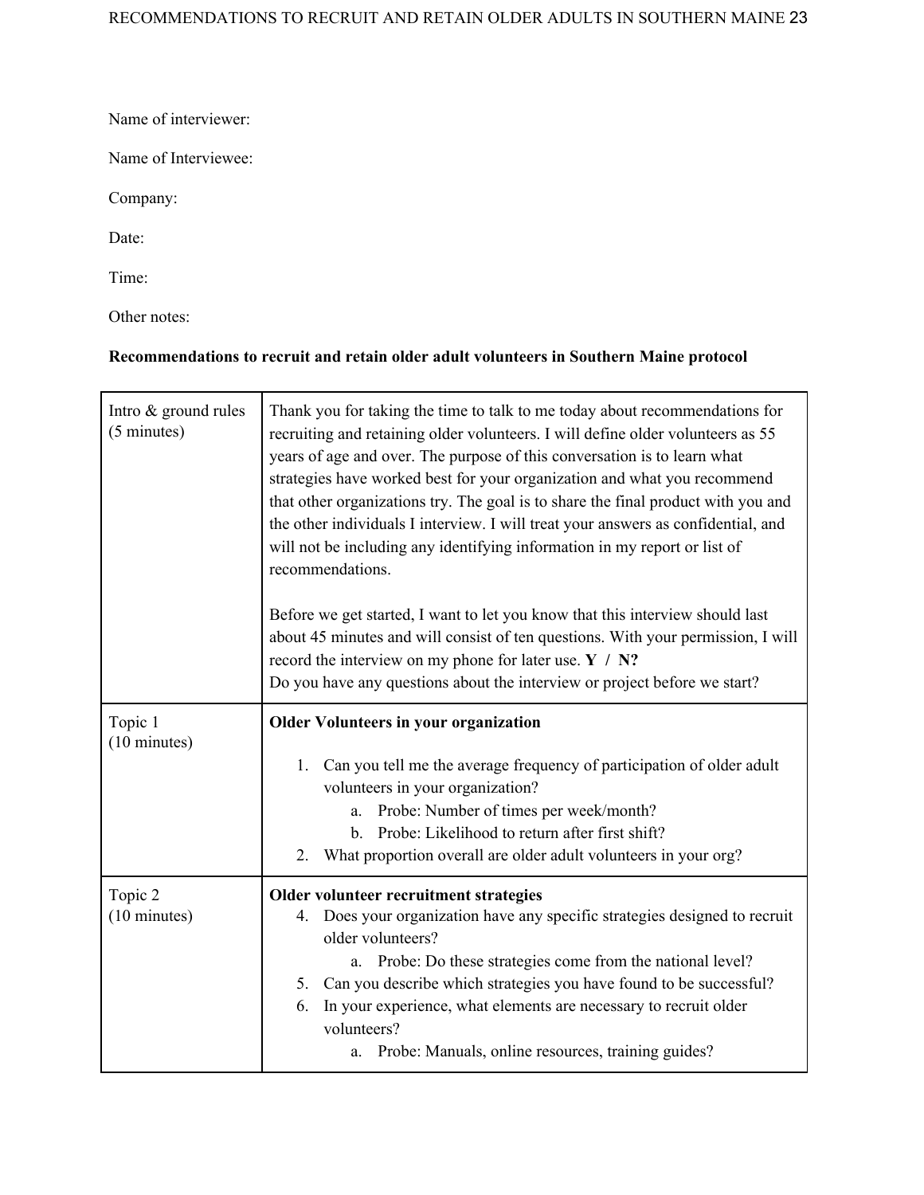Name of interviewer:

Name of Interviewee:

Company:

Date:

Time:

Other notes:

**Recommendations to recruit and retain older adult volunteers in Southern Maine protocol**

| | |
|---|---|
| Intro & ground rules (5 minutes) | Thank you for taking the time to talk to me today about recommendations for recruiting and retaining older volunteers. I will define older volunteers as 55 years of age and over. The purpose of this conversation is to learn what strategies have worked best for your organization and what you recommend that other organizations try. The goal is to share the final product with you and the other individuals I interview. I will treat your answers as confidential, and will not be including any identifying information in my report or list of recommendations.<br><br>Before we get started, I want to let you know that this interview should last about 45 minutes and will consist of ten questions. With your permission, I will record the interview on my phone for later use. **Y / N?**<br>Do you have any questions about the interview or project before we start? |
| Topic 1 (10 minutes) | **Older Volunteers in your organization**<br><br>1. Can you tell me the average frequency of participation of older adult volunteers in your organization?<br>&nbsp;&nbsp;&nbsp;&nbsp;a. Probe: Number of times per week/month?<br>&nbsp;&nbsp;&nbsp;&nbsp;b. Probe: Likelihood to return after first shift?<br>2. What proportion overall are older adult volunteers in your org? |
| Topic 2 (10 minutes) | **Older volunteer recruitment strategies**<br>4. Does your organization have any specific strategies designed to recruit older volunteers?<br>&nbsp;&nbsp;&nbsp;&nbsp;a. Probe: Do these strategies come from the national level?<br>5. Can you describe which strategies you have found to be successful?<br>6. In your experience, what elements are necessary to recruit older volunteers?<br>&nbsp;&nbsp;&nbsp;&nbsp;a. Probe: Manuals, online resources, training guides? |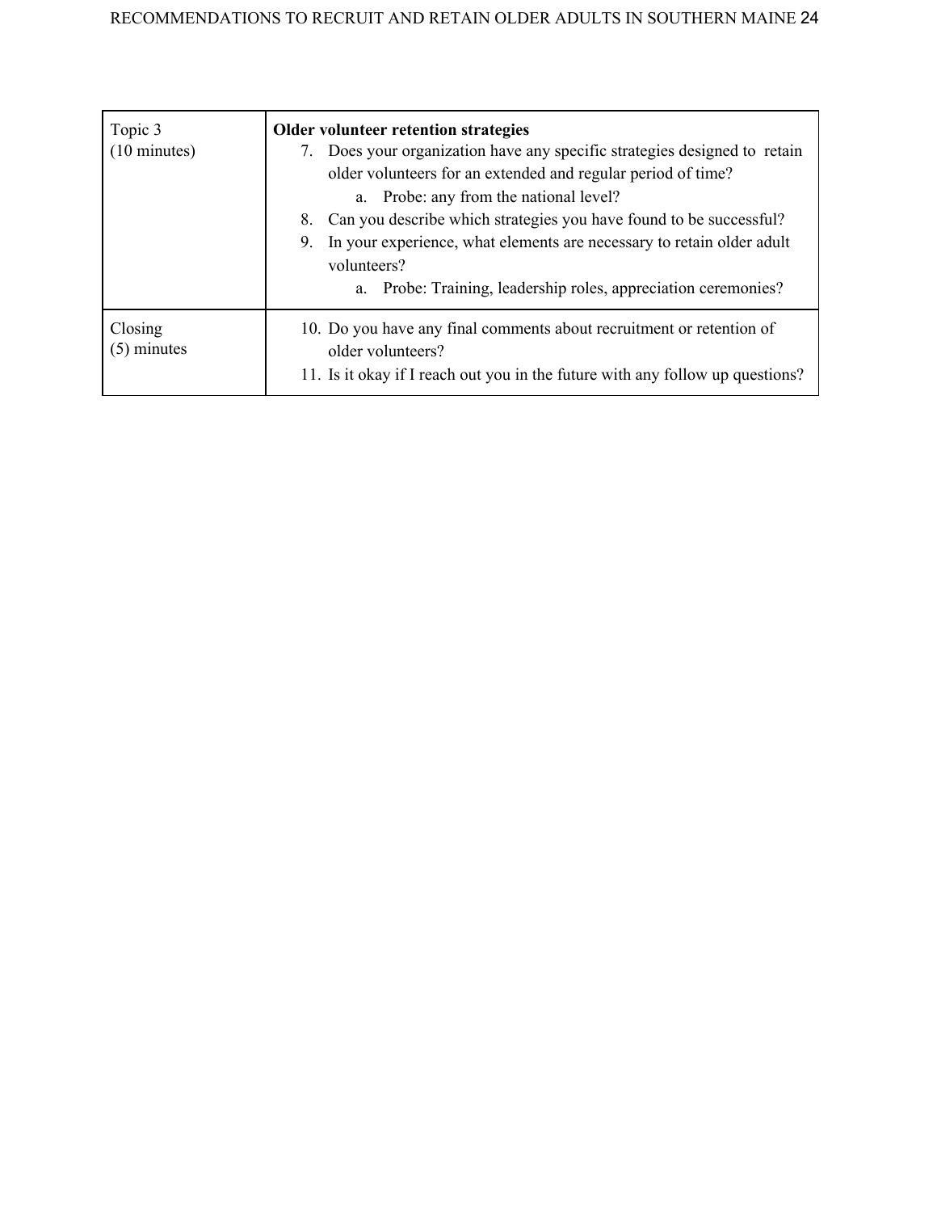| Topic 3<br>(10 minutes) | **Older volunteer retention strategies**<br>7. Does your organization have any specific strategies designed to retain older volunteers for an extended and regular period of time?<br>a. Probe: any from the national level?<br>8. Can you describe which strategies you have found to be successful?<br>9. In your experience, what elements are necessary to retain older adult volunteers?<br>a. Probe: Training, leadership roles, appreciation ceremonies? |
|---|---|
| Closing<br>(5) minutes | 10. Do you have any final comments about recruitment or retention of older volunteers?<br>11. Is it okay if I reach out you in the future with any follow up questions? |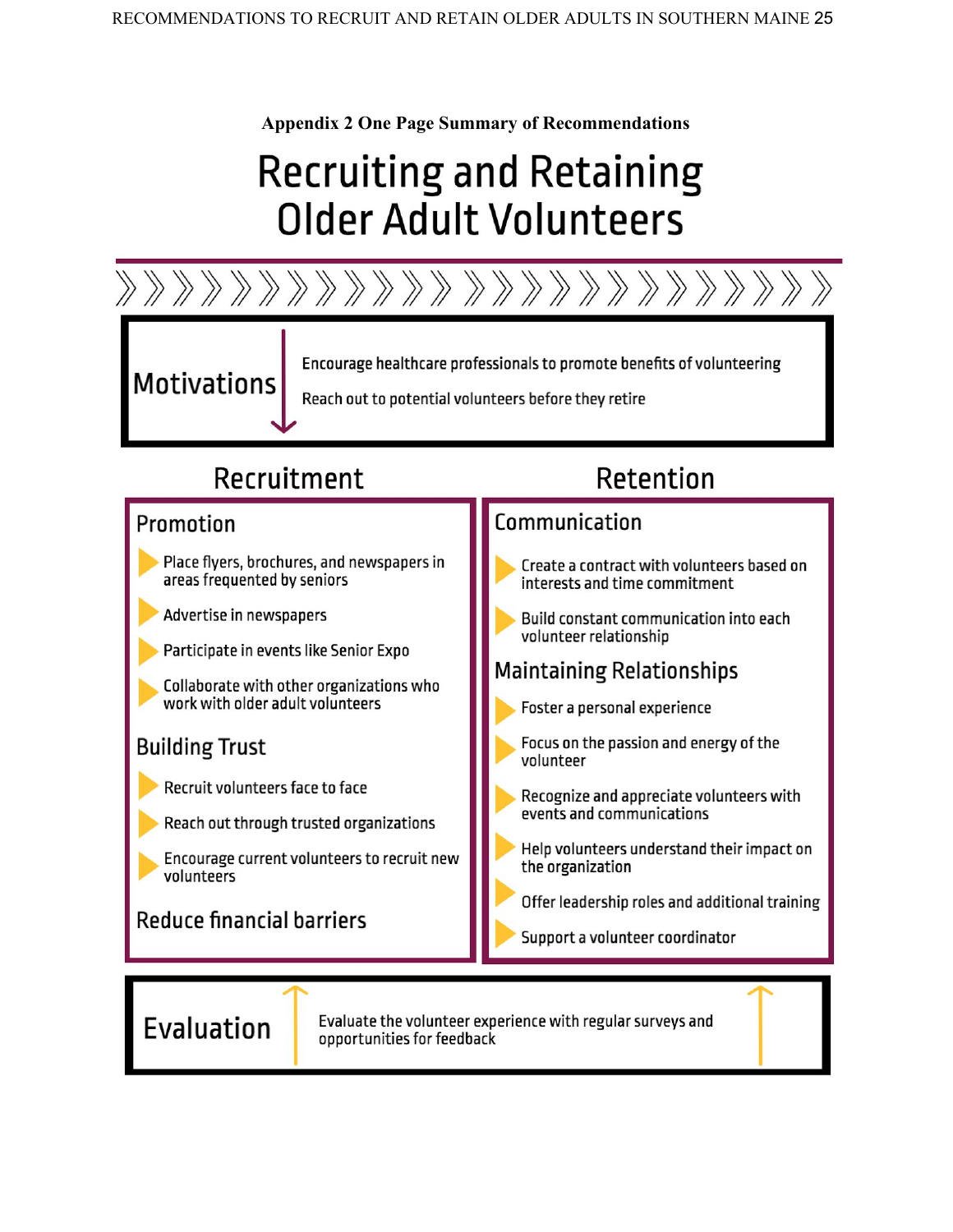**Appendix 2 One Page Summary of Recommendations**

# Recruiting and Retaining Older Adult Volunteers

## Motivations

- Encourage healthcare professionals to promote benefits of volunteering
- Reach out to potential volunteers before they retire

## Recruitment

### Promotion

- Place flyers, brochures, and newspapers in areas frequented by seniors
- Advertise in newspapers
- Participate in events like Senior Expo
- Collaborate with other organizations who work with older adult volunteers

### Building Trust

- Recruit volunteers face to face
- Reach out through trusted organizations
- Encourage current volunteers to recruit new volunteers

### Reduce financial barriers

## Retention

### Communication

- Create a contract with volunteers based on interests and time commitment
- Build constant communication into each volunteer relationship

### Maintaining Relationships

- Foster a personal experience
- Focus on the passion and energy of the volunteer
- Recognize and appreciate volunteers with events and communications
- Help volunteers understand their impact on the organization
- Offer leadership roles and additional training
- Support a volunteer coordinator

## Evaluation

- Evaluate the volunteer experience with regular surveys and opportunities for feedback